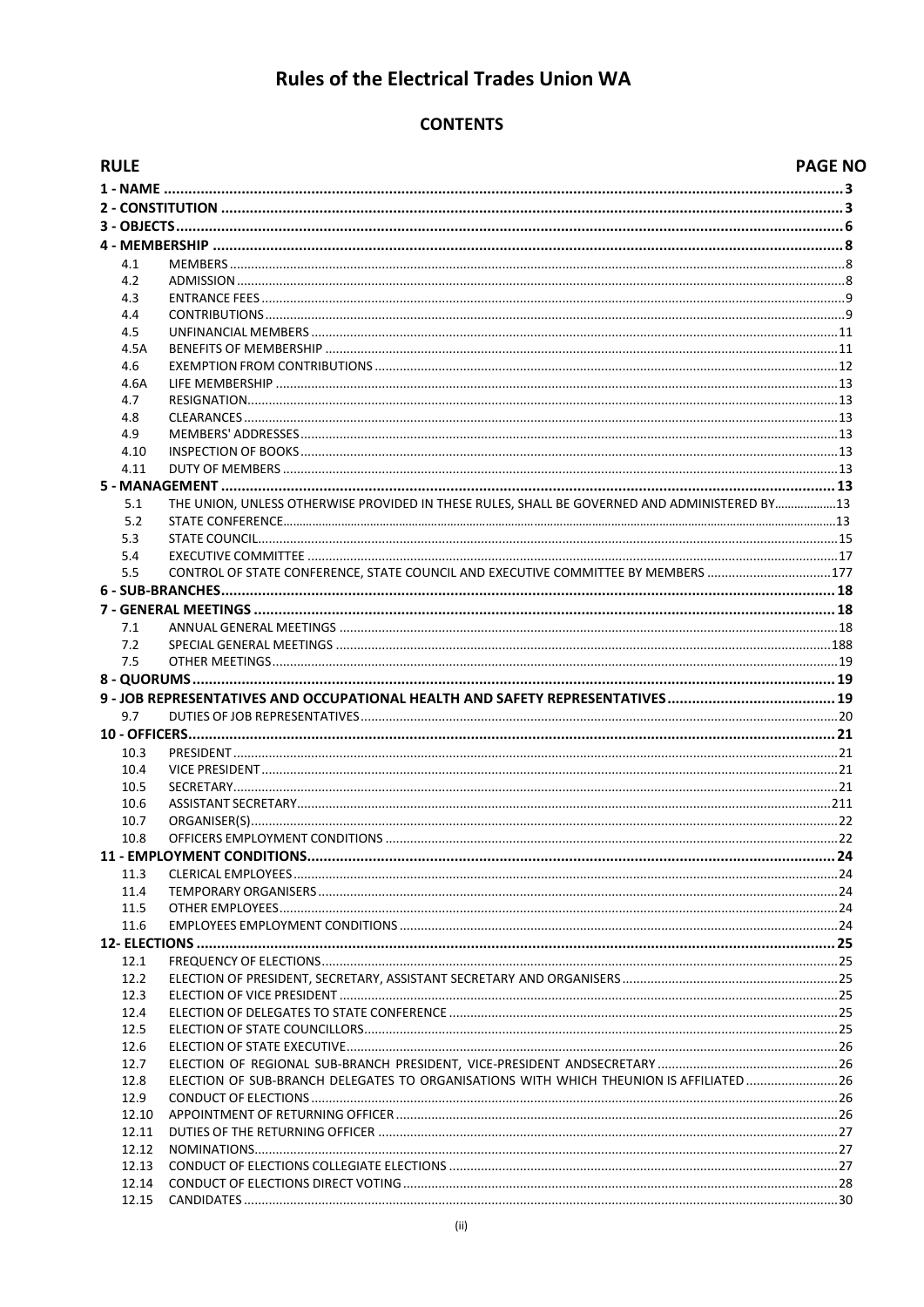# Rules of the Electrical Trades Union WA

## CONTENTS

| RULE | | PAGE NO |
|---|---|---|
| **1 - NAME** | | **3** |
| **2 - CONSTITUTION** | | **3** |
| **3 - OBJECTS** | | **6** |
| **4 - MEMBERSHIP** | | **8** |
| 4.1 | MEMBERS | 8 |
| 4.2 | ADMISSION | 8 |
| 4.3 | ENTRANCE FEES | 9 |
| 4.4 | CONTRIBUTIONS | 9 |
| 4.5 | UNFINANCIAL MEMBERS | 11 |
| 4.5A | BENEFITS OF MEMBERSHIP | 11 |
| 4.6 | EXEMPTION FROM CONTRIBUTIONS | 12 |
| 4.6A | LIFE MEMBERSHIP | 13 |
| 4.7 | RESIGNATION | 13 |
| 4.8 | CLEARANCES | 13 |
| 4.9 | MEMBERS' ADDRESSES | 13 |
| 4.10 | INSPECTION OF BOOKS | 13 |
| 4.11 | DUTY OF MEMBERS | 13 |
| **5 - MANAGEMENT** | | **13** |
| 5.1 | THE UNION, UNLESS OTHERWISE PROVIDED IN THESE RULES, SHALL BE GOVERNED AND ADMINISTERED BY | 13 |
| 5.2 | STATE CONFERENCE | 13 |
| 5.3 | STATE COUNCIL | 15 |
| 5.4 | EXECUTIVE COMMITTEE | 17 |
| 5.5 | CONTROL OF STATE CONFERENCE, STATE COUNCIL AND EXECUTIVE COMMITTEE BY MEMBERS | 177 |
| **6 - SUB-BRANCHES** | | **18** |
| **7 - GENERAL MEETINGS** | | **18** |
| 7.1 | ANNUAL GENERAL MEETINGS | 18 |
| 7.2 | SPECIAL GENERAL MEETINGS | 188 |
| 7.5 | OTHER MEETINGS | 19 |
| **8 - QUORUMS** | | **19** |
| **9 - JOB REPRESENTATIVES AND OCCUPATIONAL HEALTH AND SAFETY REPRESENTATIVES** | | **19** |
| 9.7 | DUTIES OF JOB REPRESENTATIVES | 20 |
| **10 - OFFICERS** | | **21** |
| 10.3 | PRESIDENT | 21 |
| 10.4 | VICE PRESIDENT | 21 |
| 10.5 | SECRETARY | 21 |
| 10.6 | ASSISTANT SECRETARY | 211 |
| 10.7 | ORGANISER(S) | 22 |
| 10.8 | OFFICERS EMPLOYMENT CONDITIONS | 22 |
| **11 - EMPLOYMENT CONDITIONS** | | **24** |
| 11.3 | CLERICAL EMPLOYEES | 24 |
| 11.4 | TEMPORARY ORGANISERS | 24 |
| 11.5 | OTHER EMPLOYEES | 24 |
| 11.6 | EMPLOYEES EMPLOYMENT CONDITIONS | 24 |
| **12- ELECTIONS** | | **25** |
| 12.1 | FREQUENCY OF ELECTIONS | 25 |
| 12.2 | ELECTION OF PRESIDENT, SECRETARY, ASSISTANT SECRETARY AND ORGANISERS | 25 |
| 12.3 | ELECTION OF VICE PRESIDENT | 25 |
| 12.4 | ELECTION OF DELEGATES TO STATE CONFERENCE | 25 |
| 12.5 | ELECTION OF STATE COUNCILLORS | 25 |
| 12.6 | ELECTION OF STATE EXECUTIVE | 26 |
| 12.7 | ELECTION OF REGIONAL SUB-BRANCH PRESIDENT, VICE-PRESIDENT ANDSECRETARY | 26 |
| 12.8 | ELECTION OF SUB-BRANCH DELEGATES TO ORGANISATIONS WITH WHICH THEUNION IS AFFILIATED | 26 |
| 12.9 | CONDUCT OF ELECTIONS | 26 |
| 12.10 | APPOINTMENT OF RETURNING OFFICER | 26 |
| 12.11 | DUTIES OF THE RETURNING OFFICER | 27 |
| 12.12 | NOMINATIONS | 27 |
| 12.13 | CONDUCT OF ELECTIONS COLLEGIATE ELECTIONS | 27 |
| 12.14 | CONDUCT OF ELECTIONS DIRECT VOTING | 28 |
| 12.15 | CANDIDATES | 30 |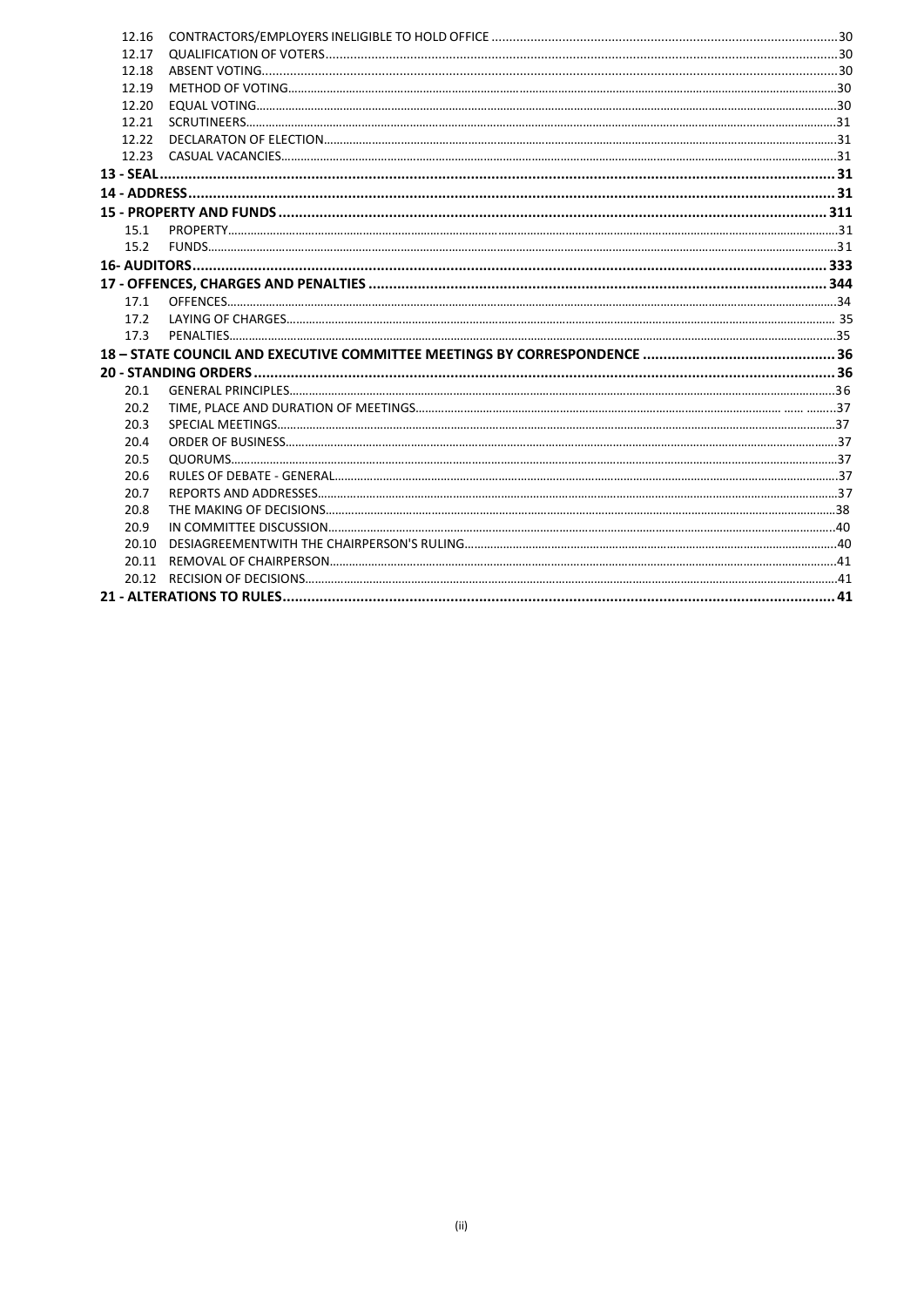| | | |
|---|---|---|
| 12.16 | CONTRACTORS/EMPLOYERS INELIGIBLE TO HOLD OFFICE | 30 |
| 12.17 | QUALIFICATION OF VOTERS | 30 |
| 12.18 | ABSENT VOTING | 30 |
| 12.19 | METHOD OF VOTING | 30 |
| 12.20 | EQUAL VOTING | 30 |
| 12.21 | SCRUTINEERS | 31 |
| 12.22 | DECLARATON OF ELECTION | 31 |
| 12.23 | CASUAL VACANCIES | 31 |
| **13 - SEAL** | | **31** |
| **14 - ADDRESS** | | **31** |
| **15 - PROPERTY AND FUNDS** | | **311** |
| 15.1 | PROPERTY | 31 |
| 15.2 | FUNDS | 31 |
| **16- AUDITORS** | | **333** |
| **17 - OFFENCES, CHARGES AND PENALTIES** | | **344** |
| 17.1 | OFFENCES | 34 |
| 17.2 | LAYING OF CHARGES | 35 |
| 17.3 | PENALTIES | 35 |
| **18 – STATE COUNCIL AND EXECUTIVE COMMITTEE MEETINGS BY CORRESPONDENCE** | | **36** |
| **20 - STANDING ORDERS** | | **36** |
| 20.1 | GENERAL PRINCIPLES | 36 |
| 20.2 | TIME, PLACE AND DURATION OF MEETINGS | 37 |
| 20.3 | SPECIAL MEETINGS | 37 |
| 20.4 | ORDER OF BUSINESS | 37 |
| 20.5 | QUORUMS | 37 |
| 20.6 | RULES OF DEBATE - GENERAL | 37 |
| 20.7 | REPORTS AND ADDRESSES | 37 |
| 20.8 | THE MAKING OF DECISIONS | 38 |
| 20.9 | IN COMMITTEE DISCUSSION | 40 |
| 20.10 | DESIAGREEMENTWITH THE CHAIRPERSON'S RULING | 40 |
| 20.11 | REMOVAL OF CHAIRPERSON | 41 |
| 20.12 | RECISION OF DECISIONS | 41 |
| **21 - ALTERATIONS TO RULES** | | **41** |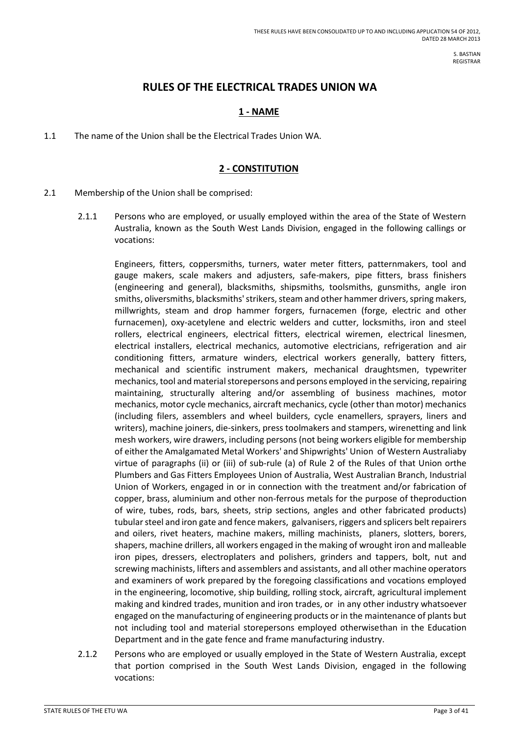THESE RULES HAVE BEEN CONSOLIDATED UP TO AND INCLUDING APPLICATION 54 OF 2012, DATED 28 MARCH 2013

S. BASTIAN
REGISTRAR

# RULES OF THE ELECTRICAL TRADES UNION WA

## 1 - NAME

1.1 The name of the Union shall be the Electrical Trades Union WA.

## 2 - CONSTITUTION

2.1 Membership of the Union shall be comprised:

2.1.1 Persons who are employed, or usually employed within the area of the State of Western Australia, known as the South West Lands Division, engaged in the following callings or vocations:

Engineers, fitters, coppersmiths, turners, water meter fitters, patternmakers, tool and gauge makers, scale makers and adjusters, safe-makers, pipe fitters, brass finishers (engineering and general), blacksmiths, shipsmiths, toolsmiths, gunsmiths, angle iron smiths, oliversmiths, blacksmiths' strikers, steam and other hammer drivers, spring makers, millwrights, steam and drop hammer forgers, furnacemen (forge, electric and other furnacemen), oxy-acetylene and electric welders and cutter, locksmiths, iron and steel rollers, electrical engineers, electrical fitters, electrical wiremen, electrical linesmen, electrical installers, electrical mechanics, automotive electricians, refrigeration and air conditioning fitters, armature winders, electrical workers generally, battery fitters, mechanical and scientific instrument makers, mechanical draughtsmen, typewriter mechanics, tool and material storepersons and persons employed in the servicing, repairing maintaining, structurally altering and/or assembling of business machines, motor mechanics, motor cycle mechanics, aircraft mechanics, cycle (other than motor) mechanics (including filers, assemblers and wheel builders, cycle enamellers, sprayers, liners and writers), machine joiners, die-sinkers, press toolmakers and stampers, wirenetting and link mesh workers, wire drawers, including persons (not being workers eligible for membership of either the Amalgamated Metal Workers' and Shipwrights' Union of Western Australiaby virtue of paragraphs (ii) or (iii) of sub-rule (a) of Rule 2 of the Rules of that Union orthe Plumbers and Gas Fitters Employees Union of Australia, West Australian Branch, Industrial Union of Workers, engaged in or in connection with the treatment and/or fabrication of copper, brass, aluminium and other non-ferrous metals for the purpose of theproduction of wire, tubes, rods, bars, sheets, strip sections, angles and other fabricated products) tubular steel and iron gate and fence makers, galvanisers, riggers and splicers belt repairers and oilers, rivet heaters, machine makers, milling machinists, planers, slotters, borers, shapers, machine drillers, all workers engaged in the making of wrought iron and malleable iron pipes, dressers, electroplaters and polishers, grinders and tappers, bolt, nut and screwing machinists, lifters and assemblers and assistants, and all other machine operators and examiners of work prepared by the foregoing classifications and vocations employed in the engineering, locomotive, ship building, rolling stock, aircraft, agricultural implement making and kindred trades, munition and iron trades, or in any other industry whatsoever engaged on the manufacturing of engineering products or in the maintenance of plants but not including tool and material storepersons employed otherwisethan in the Education Department and in the gate fence and frame manufacturing industry.

2.1.2 Persons who are employed or usually employed in the State of Western Australia, except that portion comprised in the South West Lands Division, engaged in the following vocations: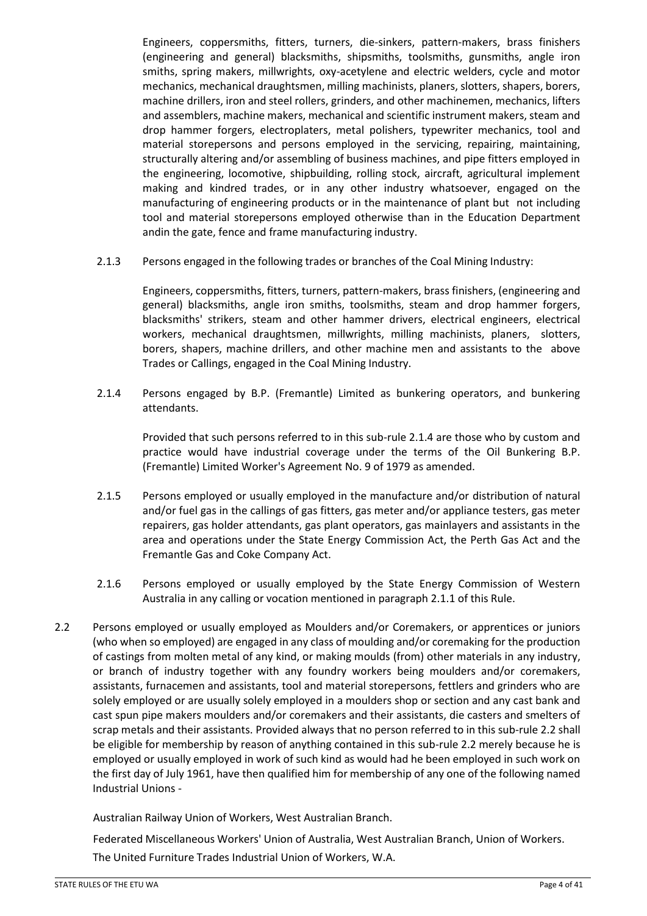Engineers, coppersmiths, fitters, turners, die-sinkers, pattern-makers, brass finishers (engineering and general) blacksmiths, shipsmiths, toolsmiths, gunsmiths, angle iron smiths, spring makers, millwrights, oxy-acetylene and electric welders, cycle and motor mechanics, mechanical draughtsmen, milling machinists, planers, slotters, shapers, borers, machine drillers, iron and steel rollers, grinders, and other machinemen, mechanics, lifters and assemblers, machine makers, mechanical and scientific instrument makers, steam and drop hammer forgers, electroplaters, metal polishers, typewriter mechanics, tool and material storepersons and persons employed in the servicing, repairing, maintaining, structurally altering and/or assembling of business machines, and pipe fitters employed in the engineering, locomotive, shipbuilding, rolling stock, aircraft, agricultural implement making and kindred trades, or in any other industry whatsoever, engaged on the manufacturing of engineering products or in the maintenance of plant but not including tool and material storepersons employed otherwise than in the Education Department andin the gate, fence and frame manufacturing industry.

2.1.3 Persons engaged in the following trades or branches of the Coal Mining Industry:

Engineers, coppersmiths, fitters, turners, pattern-makers, brass finishers, (engineering and general) blacksmiths, angle iron smiths, toolsmiths, steam and drop hammer forgers, blacksmiths' strikers, steam and other hammer drivers, electrical engineers, electrical workers, mechanical draughtsmen, millwrights, milling machinists, planers, slotters, borers, shapers, machine drillers, and other machine men and assistants to the above Trades or Callings, engaged in the Coal Mining Industry.

2.1.4 Persons engaged by B.P. (Fremantle) Limited as bunkering operators, and bunkering attendants.

Provided that such persons referred to in this sub-rule 2.1.4 are those who by custom and practice would have industrial coverage under the terms of the Oil Bunkering B.P. (Fremantle) Limited Worker's Agreement No. 9 of 1979 as amended.

2.1.5 Persons employed or usually employed in the manufacture and/or distribution of natural and/or fuel gas in the callings of gas fitters, gas meter and/or appliance testers, gas meter repairers, gas holder attendants, gas plant operators, gas mainlayers and assistants in the area and operations under the State Energy Commission Act, the Perth Gas Act and the Fremantle Gas and Coke Company Act.

2.1.6 Persons employed or usually employed by the State Energy Commission of Western Australia in any calling or vocation mentioned in paragraph 2.1.1 of this Rule.

2.2 Persons employed or usually employed as Moulders and/or Coremakers, or apprentices or juniors (who when so employed) are engaged in any class of moulding and/or coremaking for the production of castings from molten metal of any kind, or making moulds (from) other materials in any industry, or branch of industry together with any foundry workers being moulders and/or coremakers, assistants, furnacemen and assistants, tool and material storepersons, fettlers and grinders who are solely employed or are usually solely employed in a moulders shop or section and any cast bank and cast spun pipe makers moulders and/or coremakers and their assistants, die casters and smelters of scrap metals and their assistants. Provided always that no person referred to in this sub-rule 2.2 shall be eligible for membership by reason of anything contained in this sub-rule 2.2 merely because he is employed or usually employed in work of such kind as would had he been employed in such work on the first day of July 1961, have then qualified him for membership of any one of the following named Industrial Unions -

Australian Railway Union of Workers, West Australian Branch.

Federated Miscellaneous Workers' Union of Australia, West Australian Branch, Union of Workers.

The United Furniture Trades Industrial Union of Workers, W.A.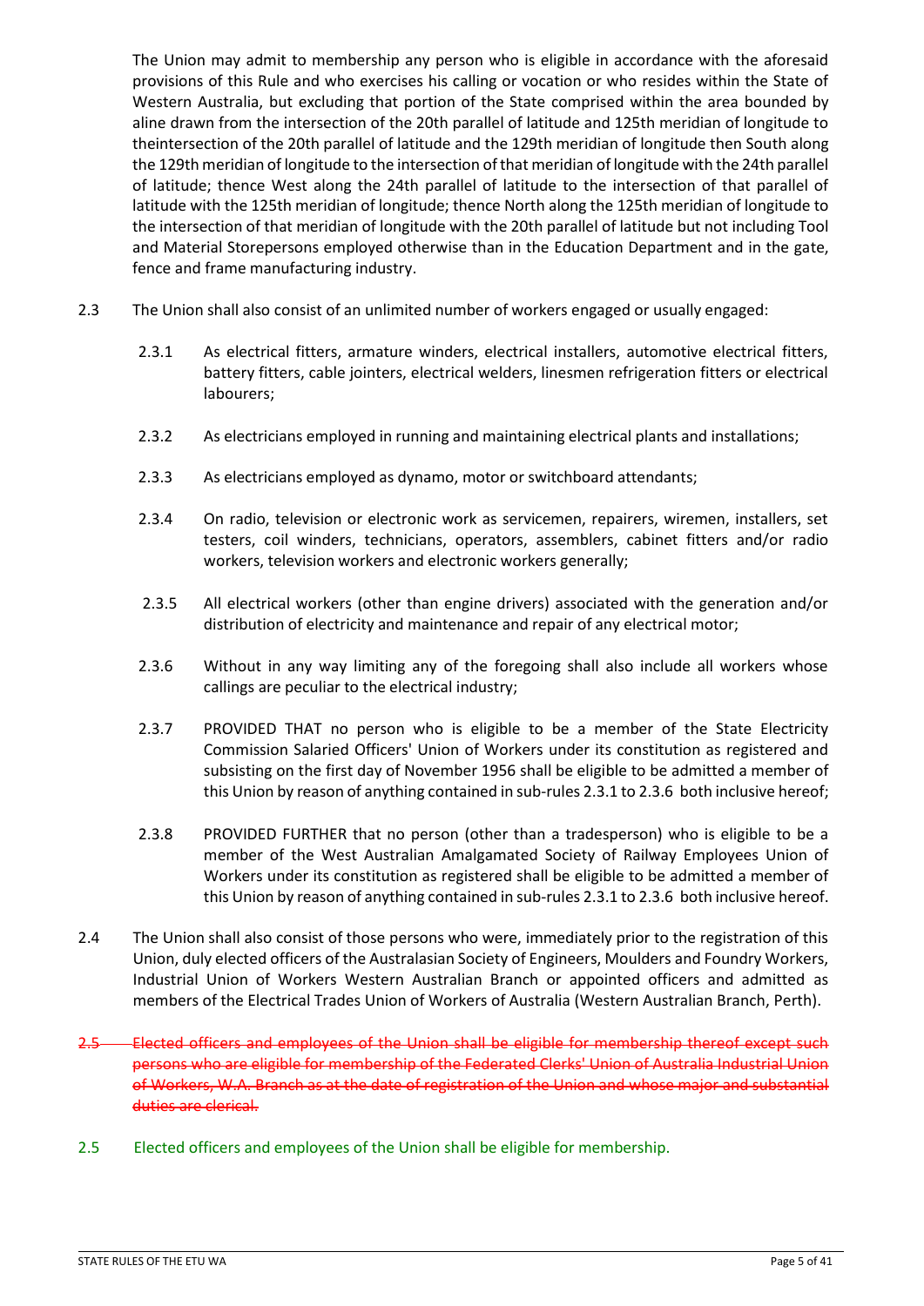The Union may admit to membership any person who is eligible in accordance with the aforesaid provisions of this Rule and who exercises his calling or vocation or who resides within the State of Western Australia, but excluding that portion of the State comprised within the area bounded by aline drawn from the intersection of the 20th parallel of latitude and 125th meridian of longitude to theintersection of the 20th parallel of latitude and the 129th meridian of longitude then South along the 129th meridian of longitude to the intersection of that meridian of longitude with the 24th parallel of latitude; thence West along the 24th parallel of latitude to the intersection of that parallel of latitude with the 125th meridian of longitude; thence North along the 125th meridian of longitude to the intersection of that meridian of longitude with the 20th parallel of latitude but not including Tool and Material Storepersons employed otherwise than in the Education Department and in the gate, fence and frame manufacturing industry.

2.3 The Union shall also consist of an unlimited number of workers engaged or usually engaged:

2.3.1 As electrical fitters, armature winders, electrical installers, automotive electrical fitters, battery fitters, cable jointers, electrical welders, linesmen refrigeration fitters or electrical labourers;

2.3.2 As electricians employed in running and maintaining electrical plants and installations;

2.3.3 As electricians employed as dynamo, motor or switchboard attendants;

2.3.4 On radio, television or electronic work as servicemen, repairers, wiremen, installers, set testers, coil winders, technicians, operators, assemblers, cabinet fitters and/or radio workers, television workers and electronic workers generally;

2.3.5 All electrical workers (other than engine drivers) associated with the generation and/or distribution of electricity and maintenance and repair of any electrical motor;

2.3.6 Without in any way limiting any of the foregoing shall also include all workers whose callings are peculiar to the electrical industry;

2.3.7 PROVIDED THAT no person who is eligible to be a member of the State Electricity Commission Salaried Officers' Union of Workers under its constitution as registered and subsisting on the first day of November 1956 shall be eligible to be admitted a member of this Union by reason of anything contained in sub-rules 2.3.1 to 2.3.6 both inclusive hereof;

2.3.8 PROVIDED FURTHER that no person (other than a tradesperson) who is eligible to be a member of the West Australian Amalgamated Society of Railway Employees Union of Workers under its constitution as registered shall be eligible to be admitted a member of this Union by reason of anything contained in sub-rules 2.3.1 to 2.3.6 both inclusive hereof.

2.4 The Union shall also consist of those persons who were, immediately prior to the registration of this Union, duly elected officers of the Australasian Society of Engineers, Moulders and Foundry Workers, Industrial Union of Workers Western Australian Branch or appointed officers and admitted as members of the Electrical Trades Union of Workers of Australia (Western Australian Branch, Perth).

~~2.5 Elected officers and employees of the Union shall be eligible for membership thereof except such persons who are eligible for membership of the Federated Clerks' Union of Australia Industrial Union of Workers, W.A. Branch as at the date of registration of the Union and whose major and substantial duties are clerical.~~

2.5 Elected officers and employees of the Union shall be eligible for membership.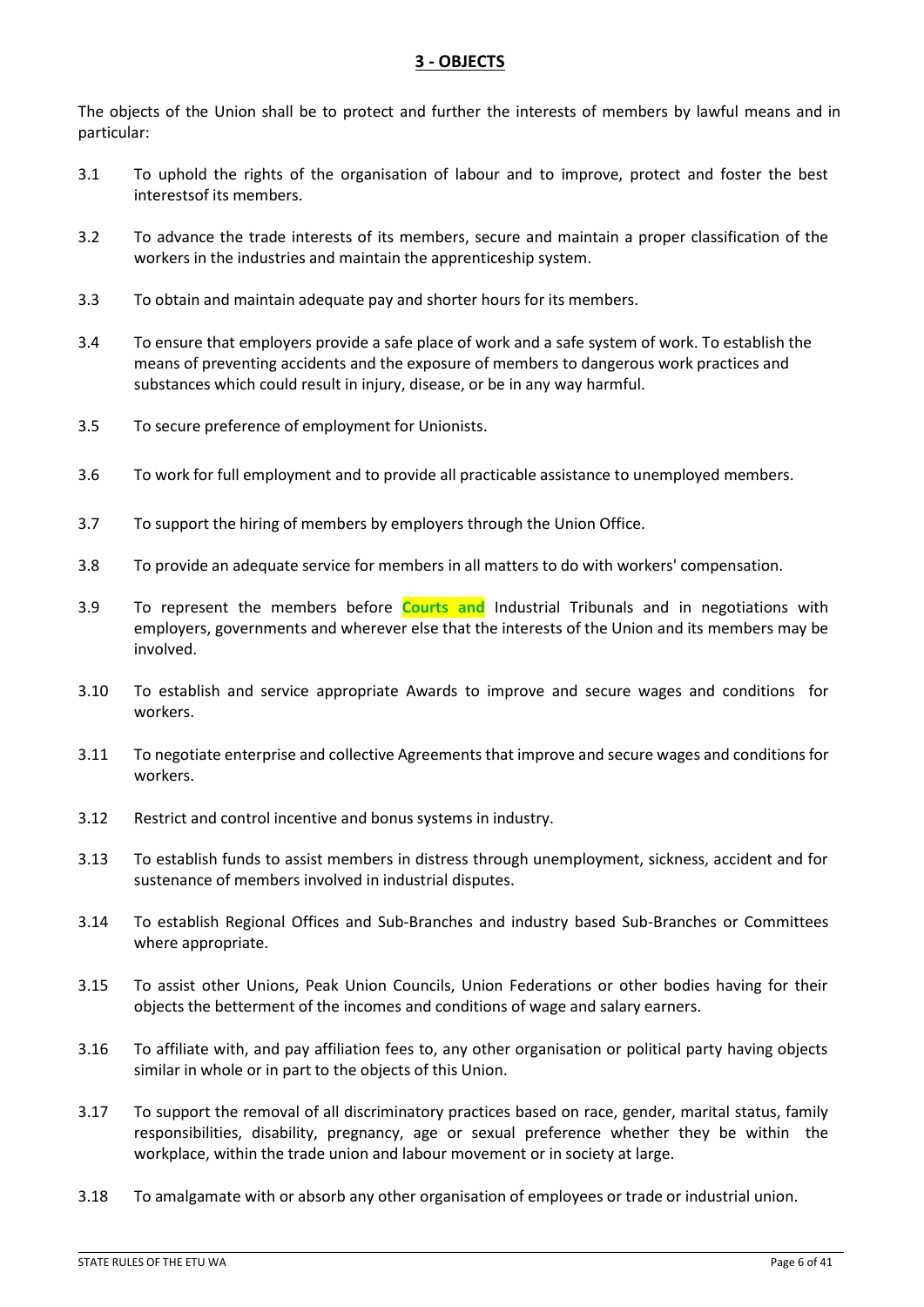## 3 - OBJECTS

The objects of the Union shall be to protect and further the interests of members by lawful means and in particular:

3.1 To uphold the rights of the organisation of labour and to improve, protect and foster the best interestsof its members.

3.2 To advance the trade interests of its members, secure and maintain a proper classification of the workers in the industries and maintain the apprenticeship system.

3.3 To obtain and maintain adequate pay and shorter hours for its members.

3.4 To ensure that employers provide a safe place of work and a safe system of work. To establish the means of preventing accidents and the exposure of members to dangerous work practices and substances which could result in injury, disease, or be in any way harmful.

3.5 To secure preference of employment for Unionists.

3.6 To work for full employment and to provide all practicable assistance to unemployed members.

3.7 To support the hiring of members by employers through the Union Office.

3.8 To provide an adequate service for members in all matters to do with workers' compensation.

3.9 To represent the members before **Courts and** Industrial Tribunals and in negotiations with employers, governments and wherever else that the interests of the Union and its members may be involved.

3.10 To establish and service appropriate Awards to improve and secure wages and conditions for workers.

3.11 To negotiate enterprise and collective Agreements that improve and secure wages and conditions for workers.

3.12 Restrict and control incentive and bonus systems in industry.

3.13 To establish funds to assist members in distress through unemployment, sickness, accident and for sustenance of members involved in industrial disputes.

3.14 To establish Regional Offices and Sub-Branches and industry based Sub-Branches or Committees where appropriate.

3.15 To assist other Unions, Peak Union Councils, Union Federations or other bodies having for their objects the betterment of the incomes and conditions of wage and salary earners.

3.16 To affiliate with, and pay affiliation fees to, any other organisation or political party having objects similar in whole or in part to the objects of this Union.

3.17 To support the removal of all discriminatory practices based on race, gender, marital status, family responsibilities, disability, pregnancy, age or sexual preference whether they be within the workplace, within the trade union and labour movement or in society at large.

3.18 To amalgamate with or absorb any other organisation of employees or trade or industrial union.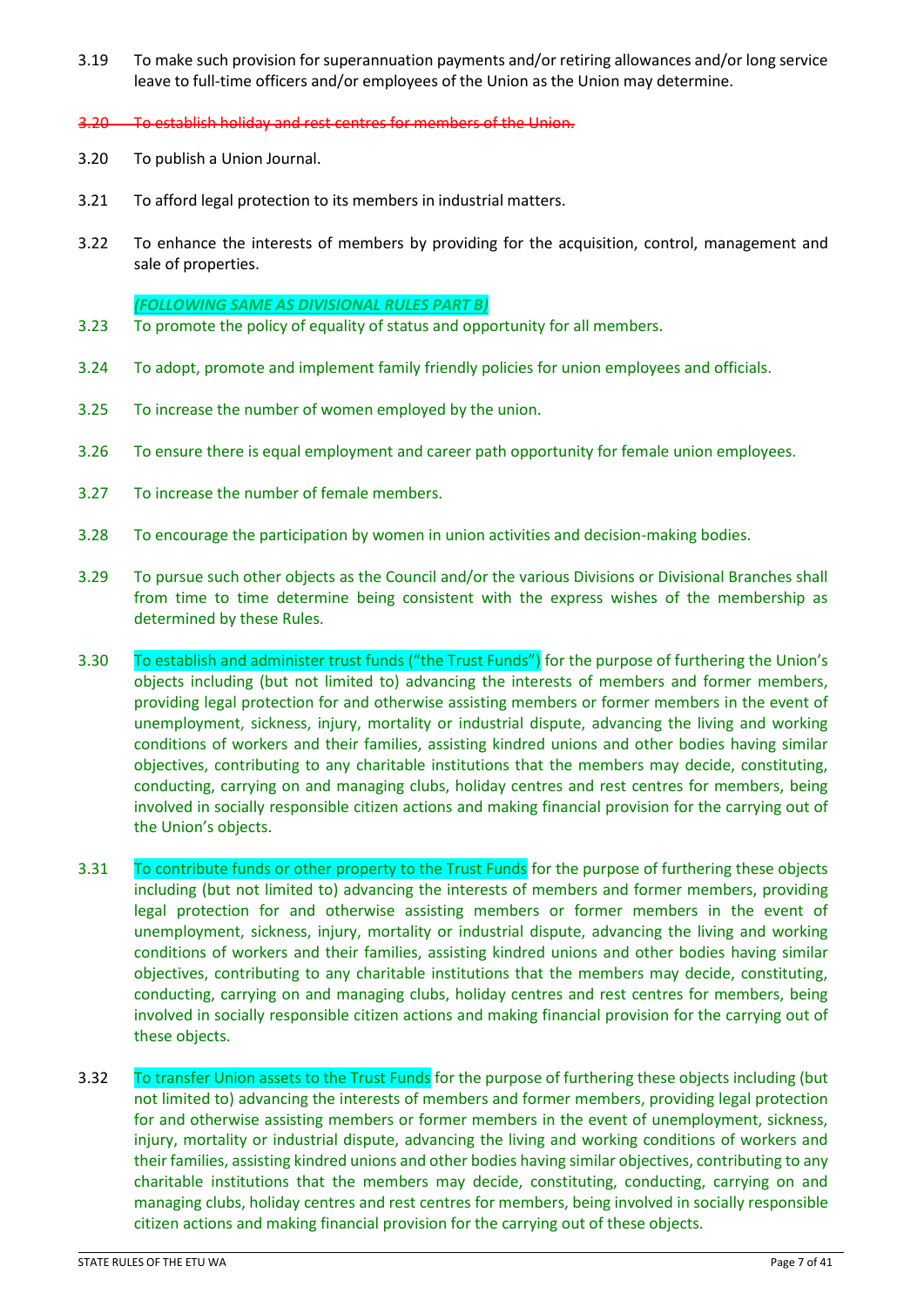3.19 To make such provision for superannuation payments and/or retiring allowances and/or long service leave to full-time officers and/or employees of the Union as the Union may determine.

~~3.20 To establish holiday and rest centres for members of the Union.~~

3.20 To publish a Union Journal.

3.21 To afford legal protection to its members in industrial matters.

3.22 To enhance the interests of members by providing for the acquisition, control, management and sale of properties.

***(FOLLOWING SAME AS DIVISIONAL RULES PART B)***

3.23 To promote the policy of equality of status and opportunity for all members.

3.24 To adopt, promote and implement family friendly policies for union employees and officials.

3.25 To increase the number of women employed by the union.

3.26 To ensure there is equal employment and career path opportunity for female union employees.

3.27 To increase the number of female members.

3.28 To encourage the participation by women in union activities and decision-making bodies.

3.29 To pursue such other objects as the Council and/or the various Divisions or Divisional Branches shall from time to time determine being consistent with the express wishes of the membership as determined by these Rules.

3.30 To establish and administer trust funds ("the Trust Funds") for the purpose of furthering the Union's objects including (but not limited to) advancing the interests of members and former members, providing legal protection for and otherwise assisting members or former members in the event of unemployment, sickness, injury, mortality or industrial dispute, advancing the living and working conditions of workers and their families, assisting kindred unions and other bodies having similar objectives, contributing to any charitable institutions that the members may decide, constituting, conducting, carrying on and managing clubs, holiday centres and rest centres for members, being involved in socially responsible citizen actions and making financial provision for the carrying out of the Union's objects.

3.31 To contribute funds or other property to the Trust Funds for the purpose of furthering these objects including (but not limited to) advancing the interests of members and former members, providing legal protection for and otherwise assisting members or former members in the event of unemployment, sickness, injury, mortality or industrial dispute, advancing the living and working conditions of workers and their families, assisting kindred unions and other bodies having similar objectives, contributing to any charitable institutions that the members may decide, constituting, conducting, carrying on and managing clubs, holiday centres and rest centres for members, being involved in socially responsible citizen actions and making financial provision for the carrying out of these objects.

3.32 To transfer Union assets to the Trust Funds for the purpose of furthering these objects including (but not limited to) advancing the interests of members and former members, providing legal protection for and otherwise assisting members or former members in the event of unemployment, sickness, injury, mortality or industrial dispute, advancing the living and working conditions of workers and their families, assisting kindred unions and other bodies having similar objectives, contributing to any charitable institutions that the members may decide, constituting, conducting, carrying on and managing clubs, holiday centres and rest centres for members, being involved in socially responsible citizen actions and making financial provision for the carrying out of these objects.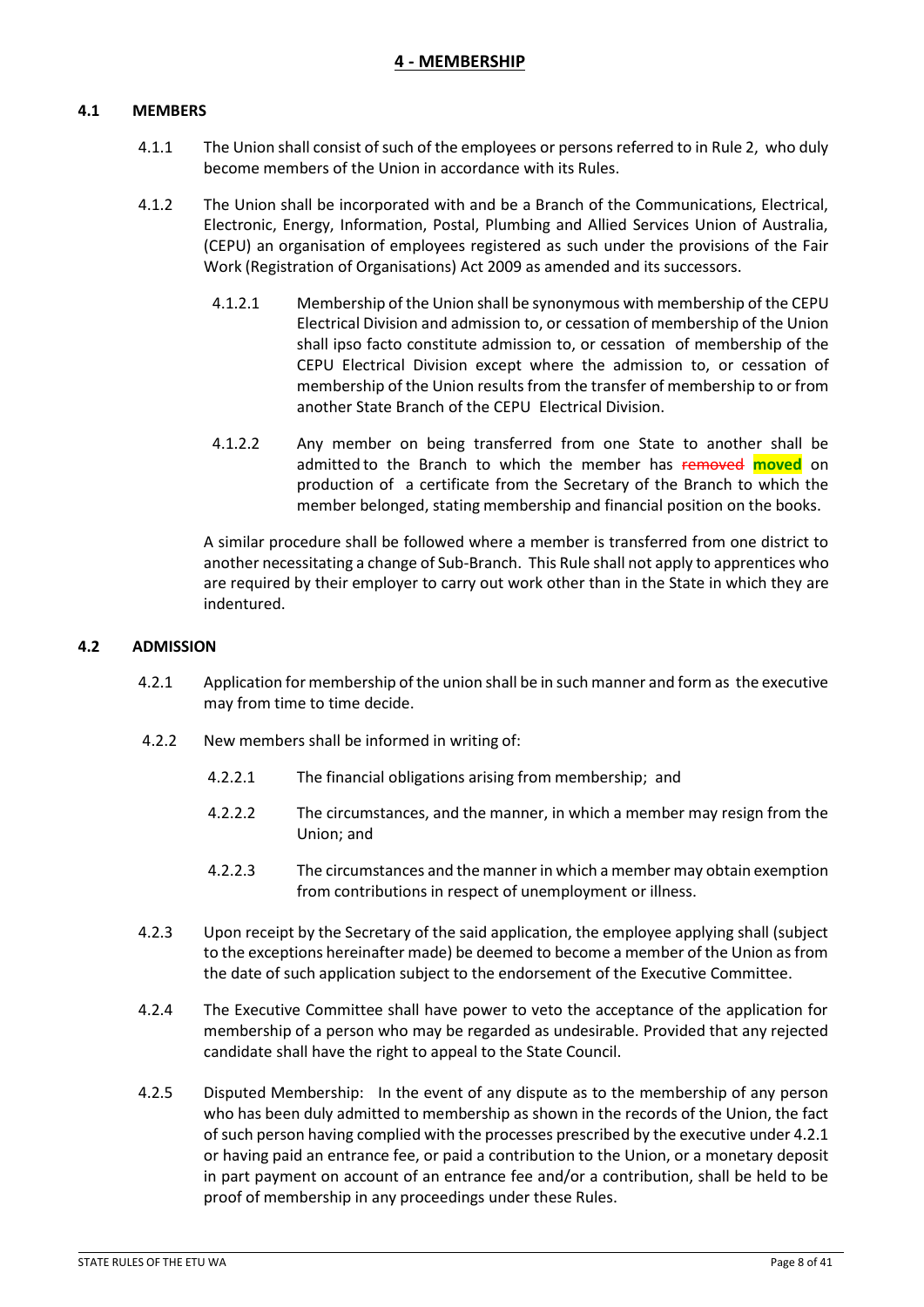## 4 - MEMBERSHIP

### 4.1 MEMBERS

4.1.1 The Union shall consist of such of the employees or persons referred to in Rule 2, who duly become members of the Union in accordance with its Rules.

4.1.2 The Union shall be incorporated with and be a Branch of the Communications, Electrical, Electronic, Energy, Information, Postal, Plumbing and Allied Services Union of Australia, (CEPU) an organisation of employees registered as such under the provisions of the Fair Work (Registration of Organisations) Act 2009 as amended and its successors.

4.1.2.1 Membership of the Union shall be synonymous with membership of the CEPU Electrical Division and admission to, or cessation of membership of the Union shall ipso facto constitute admission to, or cessation of membership of the CEPU Electrical Division except where the admission to, or cessation of membership of the Union results from the transfer of membership to or from another State Branch of the CEPU Electrical Division.

4.1.2.2 Any member on being transferred from one State to another shall be admitted to the Branch to which the member has ~~removed~~ **moved** on production of a certificate from the Secretary of the Branch to which the member belonged, stating membership and financial position on the books.

A similar procedure shall be followed where a member is transferred from one district to another necessitating a change of Sub-Branch. This Rule shall not apply to apprentices who are required by their employer to carry out work other than in the State in which they are indentured.

### 4.2 ADMISSION

4.2.1 Application for membership of the union shall be in such manner and form as the executive may from time to time decide.

4.2.2 New members shall be informed in writing of:

4.2.2.1 The financial obligations arising from membership; and

4.2.2.2 The circumstances, and the manner, in which a member may resign from the Union; and

4.2.2.3 The circumstances and the manner in which a member may obtain exemption from contributions in respect of unemployment or illness.

4.2.3 Upon receipt by the Secretary of the said application, the employee applying shall (subject to the exceptions hereinafter made) be deemed to become a member of the Union as from the date of such application subject to the endorsement of the Executive Committee.

4.2.4 The Executive Committee shall have power to veto the acceptance of the application for membership of a person who may be regarded as undesirable. Provided that any rejected candidate shall have the right to appeal to the State Council.

4.2.5 Disputed Membership: In the event of any dispute as to the membership of any person who has been duly admitted to membership as shown in the records of the Union, the fact of such person having complied with the processes prescribed by the executive under 4.2.1 or having paid an entrance fee, or paid a contribution to the Union, or a monetary deposit in part payment on account of an entrance fee and/or a contribution, shall be held to be proof of membership in any proceedings under these Rules.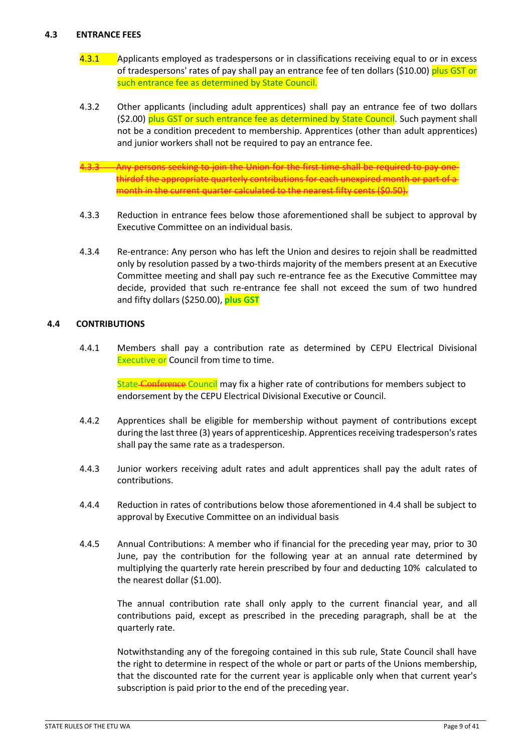### 4.3 ENTRANCE FEES

4.3.1 Applicants employed as tradespersons or in classifications receiving equal to or in excess of tradespersons' rates of pay shall pay an entrance fee of ten dollars ($10.00) plus GST or such entrance fee as determined by State Council.

4.3.2 Other applicants (including adult apprentices) shall pay an entrance fee of two dollars ($2.00) plus GST or such entrance fee as determined by State Council. Such payment shall not be a condition precedent to membership. Apprentices (other than adult apprentices) and junior workers shall not be required to pay an entrance fee.

~~4.3.3 Any persons seeking to join the Union for the first time shall be required to pay one-thirdof the appropriate quarterly contributions for each unexpired month or part of a month in the current quarter calculated to the nearest fifty cents ($0.50).~~

4.3.3 Reduction in entrance fees below those aforementioned shall be subject to approval by Executive Committee on an individual basis.

4.3.4 Re-entrance: Any person who has left the Union and desires to rejoin shall be readmitted only by resolution passed by a two-thirds majority of the members present at an Executive Committee meeting and shall pay such re-entrance fee as the Executive Committee may decide, provided that such re-entrance fee shall not exceed the sum of two hundred and fifty dollars ($250.00), **plus GST**

### 4.4 CONTRIBUTIONS

4.4.1 Members shall pay a contribution rate as determined by CEPU Electrical Divisional Executive or Council from time to time.

State ~~Conference~~ Council may fix a higher rate of contributions for members subject to endorsement by the CEPU Electrical Divisional Executive or Council.

4.4.2 Apprentices shall be eligible for membership without payment of contributions except during the last three (3) years of apprenticeship. Apprentices receiving tradesperson's rates shall pay the same rate as a tradesperson.

4.4.3 Junior workers receiving adult rates and adult apprentices shall pay the adult rates of contributions.

4.4.4 Reduction in rates of contributions below those aforementioned in 4.4 shall be subject to approval by Executive Committee on an individual basis

4.4.5 Annual Contributions: A member who if financial for the preceding year may, prior to 30 June, pay the contribution for the following year at an annual rate determined by multiplying the quarterly rate herein prescribed by four and deducting 10% calculated to the nearest dollar ($1.00).

The annual contribution rate shall only apply to the current financial year, and all contributions paid, except as prescribed in the preceding paragraph, shall be at the quarterly rate.

Notwithstanding any of the foregoing contained in this sub rule, State Council shall have the right to determine in respect of the whole or part or parts of the Unions membership, that the discounted rate for the current year is applicable only when that current year's subscription is paid prior to the end of the preceding year.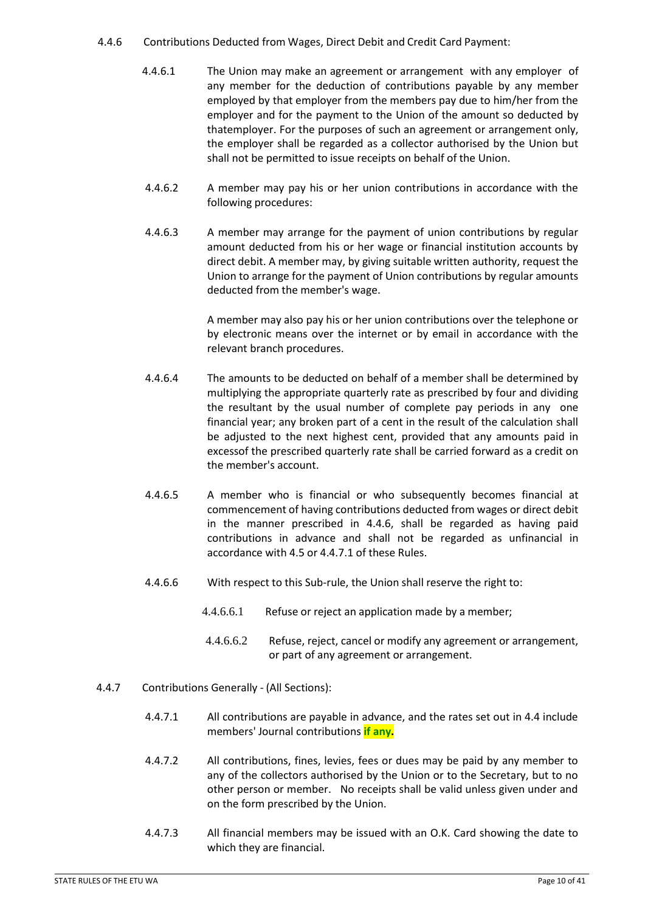4.4.6 Contributions Deducted from Wages, Direct Debit and Credit Card Payment:

4.4.6.1 The Union may make an agreement or arrangement with any employer of any member for the deduction of contributions payable by any member employed by that employer from the members pay due to him/her from the employer and for the payment to the Union of the amount so deducted by thatemployer. For the purposes of such an agreement or arrangement only, the employer shall be regarded as a collector authorised by the Union but shall not be permitted to issue receipts on behalf of the Union.

4.4.6.2 A member may pay his or her union contributions in accordance with the following procedures:

4.4.6.3 A member may arrange for the payment of union contributions by regular amount deducted from his or her wage or financial institution accounts by direct debit. A member may, by giving suitable written authority, request the Union to arrange for the payment of Union contributions by regular amounts deducted from the member's wage.

A member may also pay his or her union contributions over the telephone or by electronic means over the internet or by email in accordance with the relevant branch procedures.

4.4.6.4 The amounts to be deducted on behalf of a member shall be determined by multiplying the appropriate quarterly rate as prescribed by four and dividing the resultant by the usual number of complete pay periods in any one financial year; any broken part of a cent in the result of the calculation shall be adjusted to the next highest cent, provided that any amounts paid in excessof the prescribed quarterly rate shall be carried forward as a credit on the member's account.

4.4.6.5 A member who is financial or who subsequently becomes financial at commencement of having contributions deducted from wages or direct debit in the manner prescribed in 4.4.6, shall be regarded as having paid contributions in advance and shall not be regarded as unfinancial in accordance with 4.5 or 4.4.7.1 of these Rules.

4.4.6.6 With respect to this Sub-rule, the Union shall reserve the right to:

4.4.6.6.1 Refuse or reject an application made by a member;

4.4.6.6.2 Refuse, reject, cancel or modify any agreement or arrangement, or part of any agreement or arrangement.

4.4.7 Contributions Generally - (All Sections):

4.4.7.1 All contributions are payable in advance, and the rates set out in 4.4 include members' Journal contributions **if any.**

4.4.7.2 All contributions, fines, levies, fees or dues may be paid by any member to any of the collectors authorised by the Union or to the Secretary, but to no other person or member. No receipts shall be valid unless given under and on the form prescribed by the Union.

4.4.7.3 All financial members may be issued with an O.K. Card showing the date to which they are financial.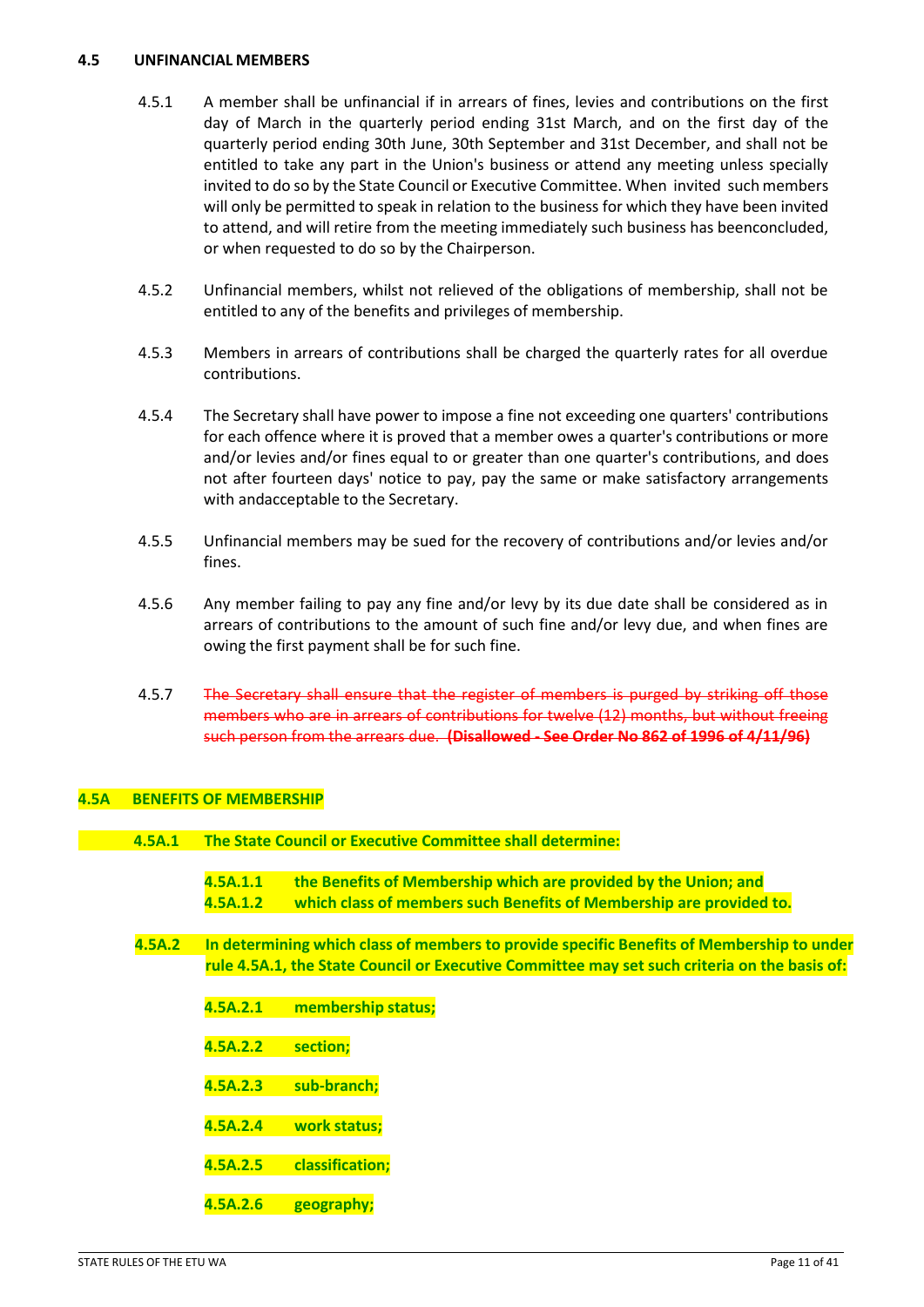## 4.5 UNFINANCIAL MEMBERS

4.5.1 A member shall be unfinancial if in arrears of fines, levies and contributions on the first day of March in the quarterly period ending 31st March, and on the first day of the quarterly period ending 30th June, 30th September and 31st December, and shall not be entitled to take any part in the Union's business or attend any meeting unless specially invited to do so by the State Council or Executive Committee. When invited such members will only be permitted to speak in relation to the business for which they have been invited to attend, and will retire from the meeting immediately such business has beenconcluded, or when requested to do so by the Chairperson.

4.5.2 Unfinancial members, whilst not relieved of the obligations of membership, shall not be entitled to any of the benefits and privileges of membership.

4.5.3 Members in arrears of contributions shall be charged the quarterly rates for all overdue contributions.

4.5.4 The Secretary shall have power to impose a fine not exceeding one quarters' contributions for each offence where it is proved that a member owes a quarter's contributions or more and/or levies and/or fines equal to or greater than one quarter's contributions, and does not after fourteen days' notice to pay, pay the same or make satisfactory arrangements with andacceptable to the Secretary.

4.5.5 Unfinancial members may be sued for the recovery of contributions and/or levies and/or fines.

4.5.6 Any member failing to pay any fine and/or levy by its due date shall be considered as in arrears of contributions to the amount of such fine and/or levy due, and when fines are owing the first payment shall be for such fine.

4.5.7 ~~The Secretary shall ensure that the register of members is purged by striking off those members who are in arrears of contributions for twelve (12) months, but without freeing such person from the arrears due.~~ ~~**(Disallowed - See Order No 862 of 1996 of 4/11/96)**~~

## 4.5A BENEFITS OF MEMBERSHIP

**4.5A.1 The State Council or Executive Committee shall determine:**

**4.5A.1.1 the Benefits of Membership which are provided by the Union; and**

**4.5A.1.2 which class of members such Benefits of Membership are provided to.**

**4.5A.2 In determining which class of members to provide specific Benefits of Membership to under rule 4.5A.1, the State Council or Executive Committee may set such criteria on the basis of:**

**4.5A.2.1 membership status;**

**4.5A.2.2 section;**

**4.5A.2.3 sub-branch;**

**4.5A.2.4 work status;**

**4.5A.2.5 classification;**

**4.5A.2.6 geography;**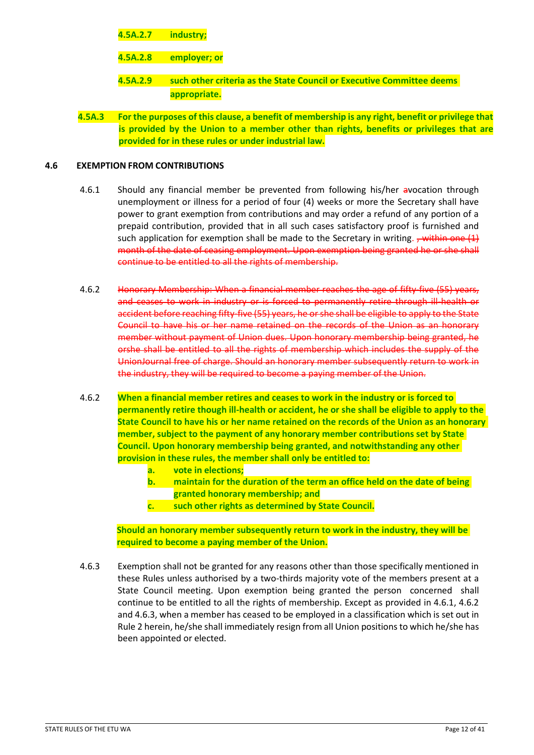**4.5A.2.7 industry;**

**4.5A.2.8 employer; or**

**4.5A.2.9 such other criteria as the State Council or Executive Committee deems appropriate.**

**4.5A.3 For the purposes of this clause, a benefit of membership is any right, benefit or privilege that is provided by the Union to a member other than rights, benefits or privileges that are provided for in these rules or under industrial law.**

**4.6 EXEMPTION FROM CONTRIBUTIONS**

4.6.1 Should any financial member be prevented from following his/her ~~a~~vocation through unemployment or illness for a period of four (4) weeks or more the Secretary shall have power to grant exemption from contributions and may order a refund of any portion of a prepaid contribution, provided that in all such cases satisfactory proof is furnished and such application for exemption shall be made to the Secretary in writing. ~~, within one (1) month of the date of ceasing employment. Upon exemption being granted he or she shall continue to be entitled to all the rights of membership.~~

4.6.2 ~~Honorary Membership: When a financial member reaches the age of fifty-five (55) years, and ceases to work in industry or is forced to permanently retire through ill-health or accident before reaching fifty-five (55) years, he or she shall be eligible to apply to the State Council to have his or her name retained on the records of the Union as an honorary member without payment of Union dues. Upon honorary membership being granted, he orshe shall be entitled to all the rights of membership which includes the supply of the UnionJournal free of charge. Should an honorary member subsequently return to work in the industry, they will be required to become a paying member of the Union.~~

4.6.2 **When a financial member retires and ceases to work in the industry or is forced to permanently retire though ill-health or accident, he or she shall be eligible to apply to the State Council to have his or her name retained on the records of the Union as an honorary member, subject to the payment of any honorary member contributions set by State Council. Upon honorary membership being granted, and notwithstanding any other provision in these rules, the member shall only be entitled to:**

> **a. vote in elections;**
> **b. maintain for the duration of the term an office held on the date of being granted honorary membership; and**
> **c. such other rights as determined by State Council.**

**Should an honorary member subsequently return to work in the industry, they will be required to become a paying member of the Union.**

4.6.3 Exemption shall not be granted for any reasons other than those specifically mentioned in these Rules unless authorised by a two-thirds majority vote of the members present at a State Council meeting. Upon exemption being granted the person concerned shall continue to be entitled to all the rights of membership. Except as provided in 4.6.1, 4.6.2 and 4.6.3, when a member has ceased to be employed in a classification which is set out in Rule 2 herein, he/she shall immediately resign from all Union positions to which he/she has been appointed or elected.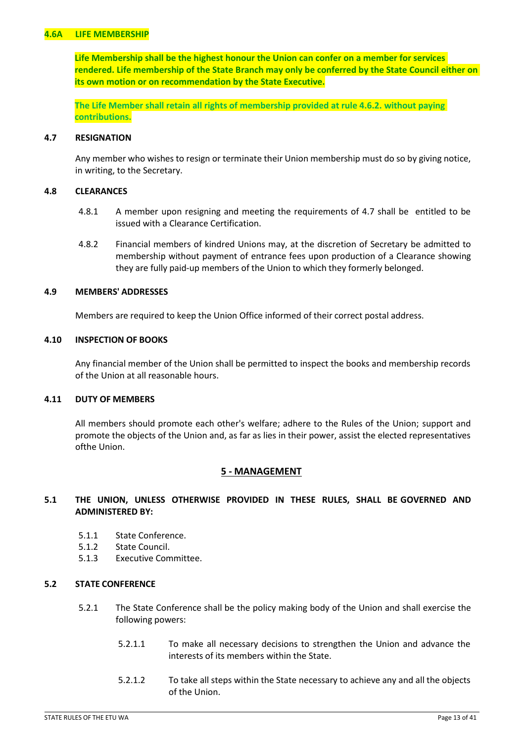**4.6A LIFE MEMBERSHIP**

**Life Membership shall be the highest honour the Union can confer on a member for services rendered. Life membership of the State Branch may only be conferred by the State Council either on its own motion or on recommendation by the State Executive.**

**The Life Member shall retain all rights of membership provided at rule 4.6.2. without paying contributions.**

**4.7 RESIGNATION**

Any member who wishes to resign or terminate their Union membership must do so by giving notice, in writing, to the Secretary.

**4.8 CLEARANCES**

4.8.1 A member upon resigning and meeting the requirements of 4.7 shall be entitled to be issued with a Clearance Certification.

4.8.2 Financial members of kindred Unions may, at the discretion of Secretary be admitted to membership without payment of entrance fees upon production of a Clearance showing they are fully paid-up members of the Union to which they formerly belonged.

**4.9 MEMBERS' ADDRESSES**

Members are required to keep the Union Office informed of their correct postal address.

**4.10 INSPECTION OF BOOKS**

Any financial member of the Union shall be permitted to inspect the books and membership records of the Union at all reasonable hours.

**4.11 DUTY OF MEMBERS**

All members should promote each other's welfare; adhere to the Rules of the Union; support and promote the objects of the Union and, as far as lies in their power, assist the elected representatives ofthe Union.

## 5 - MANAGEMENT

**5.1 THE UNION, UNLESS OTHERWISE PROVIDED IN THESE RULES, SHALL BE GOVERNED AND ADMINISTERED BY:**

5.1.1 State Conference.
5.1.2 State Council.
5.1.3 Executive Committee.

**5.2 STATE CONFERENCE**

5.2.1 The State Conference shall be the policy making body of the Union and shall exercise the following powers:

5.2.1.1 To make all necessary decisions to strengthen the Union and advance the interests of its members within the State.

5.2.1.2 To take all steps within the State necessary to achieve any and all the objects of the Union.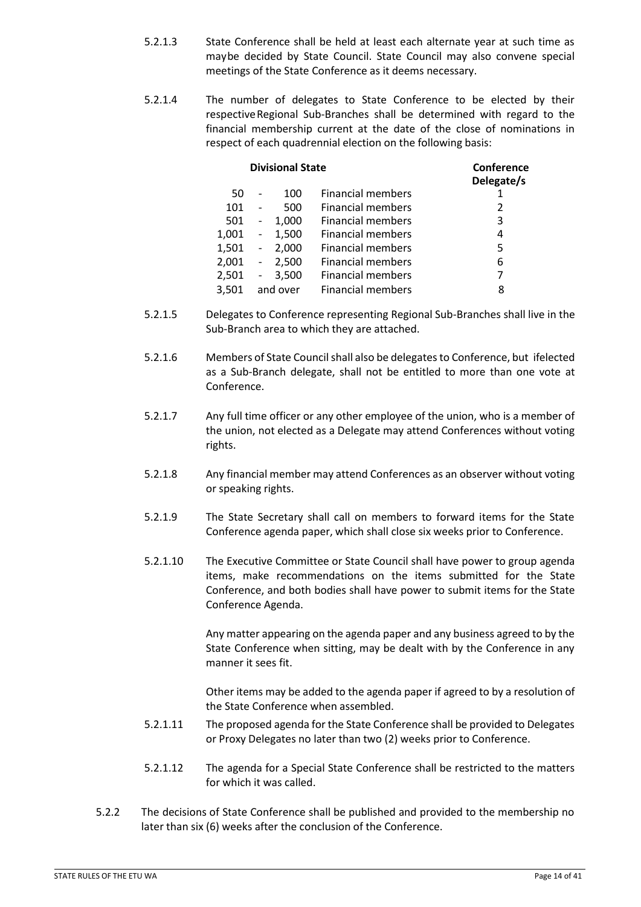5.2.1.3 State Conference shall be held at least each alternate year at such time as maybe decided by State Council. State Council may also convene special meetings of the State Conference as it deems necessary.

5.2.1.4 The number of delegates to State Conference to be elected by their respective Regional Sub-Branches shall be determined with regard to the financial membership current at the date of the close of nominations in respect of each quadrennial election on the following basis:

| Divisional State | | Conference Delegate/s |
|---|---|---|
| 50 - 100 | Financial members | 1 |
| 101 - 500 | Financial members | 2 |
| 501 - 1,000 | Financial members | 3 |
| 1,001 - 1,500 | Financial members | 4 |
| 1,501 - 2,000 | Financial members | 5 |
| 2,001 - 2,500 | Financial members | 6 |
| 2,501 - 3,500 | Financial members | 7 |
| 3,501 and over | Financial members | 8 |

5.2.1.5 Delegates to Conference representing Regional Sub-Branches shall live in the Sub-Branch area to which they are attached.

5.2.1.6 Members of State Council shall also be delegates to Conference, but ifelected as a Sub-Branch delegate, shall not be entitled to more than one vote at Conference.

5.2.1.7 Any full time officer or any other employee of the union, who is a member of the union, not elected as a Delegate may attend Conferences without voting rights.

5.2.1.8 Any financial member may attend Conferences as an observer without voting or speaking rights.

5.2.1.9 The State Secretary shall call on members to forward items for the State Conference agenda paper, which shall close six weeks prior to Conference.

5.2.1.10 The Executive Committee or State Council shall have power to group agenda items, make recommendations on the items submitted for the State Conference, and both bodies shall have power to submit items for the State Conference Agenda.

Any matter appearing on the agenda paper and any business agreed to by the State Conference when sitting, may be dealt with by the Conference in any manner it sees fit.

Other items may be added to the agenda paper if agreed to by a resolution of the State Conference when assembled.

5.2.1.11 The proposed agenda for the State Conference shall be provided to Delegates or Proxy Delegates no later than two (2) weeks prior to Conference.

5.2.1.12 The agenda for a Special State Conference shall be restricted to the matters for which it was called.

5.2.2 The decisions of State Conference shall be published and provided to the membership no later than six (6) weeks after the conclusion of the Conference.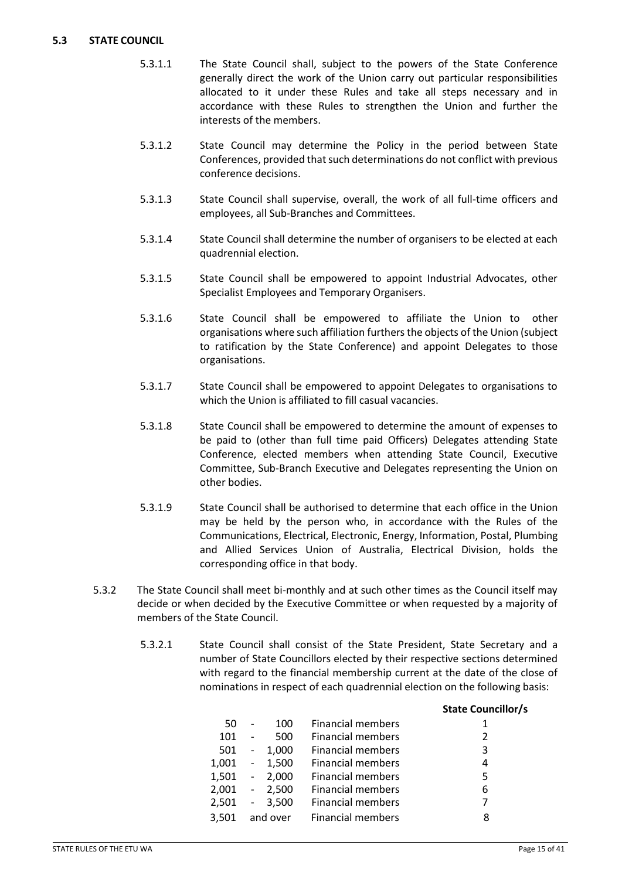### 5.3 STATE COUNCIL

5.3.1.1 The State Council shall, subject to the powers of the State Conference generally direct the work of the Union carry out particular responsibilities allocated to it under these Rules and take all steps necessary and in accordance with these Rules to strengthen the Union and further the interests of the members.

5.3.1.2 State Council may determine the Policy in the period between State Conferences, provided that such determinations do not conflict with previous conference decisions.

5.3.1.3 State Council shall supervise, overall, the work of all full-time officers and employees, all Sub-Branches and Committees.

5.3.1.4 State Council shall determine the number of organisers to be elected at each quadrennial election.

5.3.1.5 State Council shall be empowered to appoint Industrial Advocates, other Specialist Employees and Temporary Organisers.

5.3.1.6 State Council shall be empowered to affiliate the Union to other organisations where such affiliation furthers the objects of the Union (subject to ratification by the State Conference) and appoint Delegates to those organisations.

5.3.1.7 State Council shall be empowered to appoint Delegates to organisations to which the Union is affiliated to fill casual vacancies.

5.3.1.8 State Council shall be empowered to determine the amount of expenses to be paid to (other than full time paid Officers) Delegates attending State Conference, elected members when attending State Council, Executive Committee, Sub-Branch Executive and Delegates representing the Union on other bodies.

5.3.1.9 State Council shall be authorised to determine that each office in the Union may be held by the person who, in accordance with the Rules of the Communications, Electrical, Electronic, Energy, Information, Postal, Plumbing and Allied Services Union of Australia, Electrical Division, holds the corresponding office in that body.

5.3.2 The State Council shall meet bi-monthly and at such other times as the Council itself may decide or when decided by the Executive Committee or when requested by a majority of members of the State Council.

5.3.2.1 State Council shall consist of the State President, State Secretary and a number of State Councillors elected by their respective sections determined with regard to the financial membership current at the date of the close of nominations in respect of each quadrennial election on the following basis:

| | | **State Councillor/s** |
|---|---|---|
| 50 - 100 | Financial members | 1 |
| 101 - 500 | Financial members | 2 |
| 501 - 1,000 | Financial members | 3 |
| 1,001 - 1,500 | Financial members | 4 |
| 1,501 - 2,000 | Financial members | 5 |
| 2,001 - 2,500 | Financial members | 6 |
| 2,501 - 3,500 | Financial members | 7 |
| 3,501 and over | Financial members | 8 |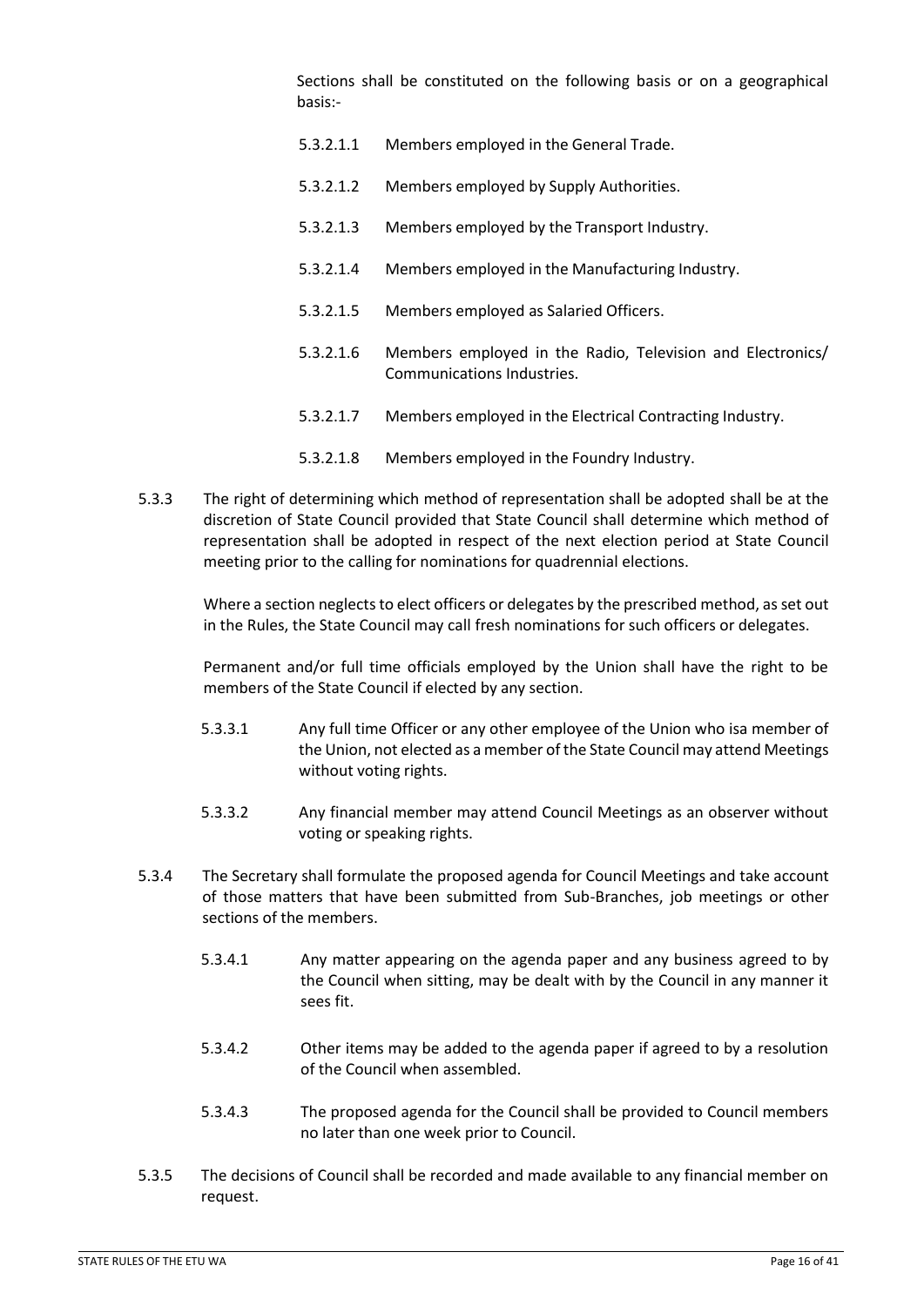Sections shall be constituted on the following basis or on a geographical basis:-

5.3.2.1.1 Members employed in the General Trade.

5.3.2.1.2 Members employed by Supply Authorities.

5.3.2.1.3 Members employed by the Transport Industry.

5.3.2.1.4 Members employed in the Manufacturing Industry.

5.3.2.1.5 Members employed as Salaried Officers.

5.3.2.1.6 Members employed in the Radio, Television and Electronics/ Communications Industries.

5.3.2.1.7 Members employed in the Electrical Contracting Industry.

5.3.2.1.8 Members employed in the Foundry Industry.

5.3.3 The right of determining which method of representation shall be adopted shall be at the discretion of State Council provided that State Council shall determine which method of representation shall be adopted in respect of the next election period at State Council meeting prior to the calling for nominations for quadrennial elections.

Where a section neglects to elect officers or delegates by the prescribed method, as set out in the Rules, the State Council may call fresh nominations for such officers or delegates.

Permanent and/or full time officials employed by the Union shall have the right to be members of the State Council if elected by any section.

5.3.3.1 Any full time Officer or any other employee of the Union who isa member of the Union, not elected as a member of the State Council may attend Meetings without voting rights.

5.3.3.2 Any financial member may attend Council Meetings as an observer without voting or speaking rights.

5.3.4 The Secretary shall formulate the proposed agenda for Council Meetings and take account of those matters that have been submitted from Sub-Branches, job meetings or other sections of the members.

5.3.4.1 Any matter appearing on the agenda paper and any business agreed to by the Council when sitting, may be dealt with by the Council in any manner it sees fit.

5.3.4.2 Other items may be added to the agenda paper if agreed to by a resolution of the Council when assembled.

5.3.4.3 The proposed agenda for the Council shall be provided to Council members no later than one week prior to Council.

5.3.5 The decisions of Council shall be recorded and made available to any financial member on request.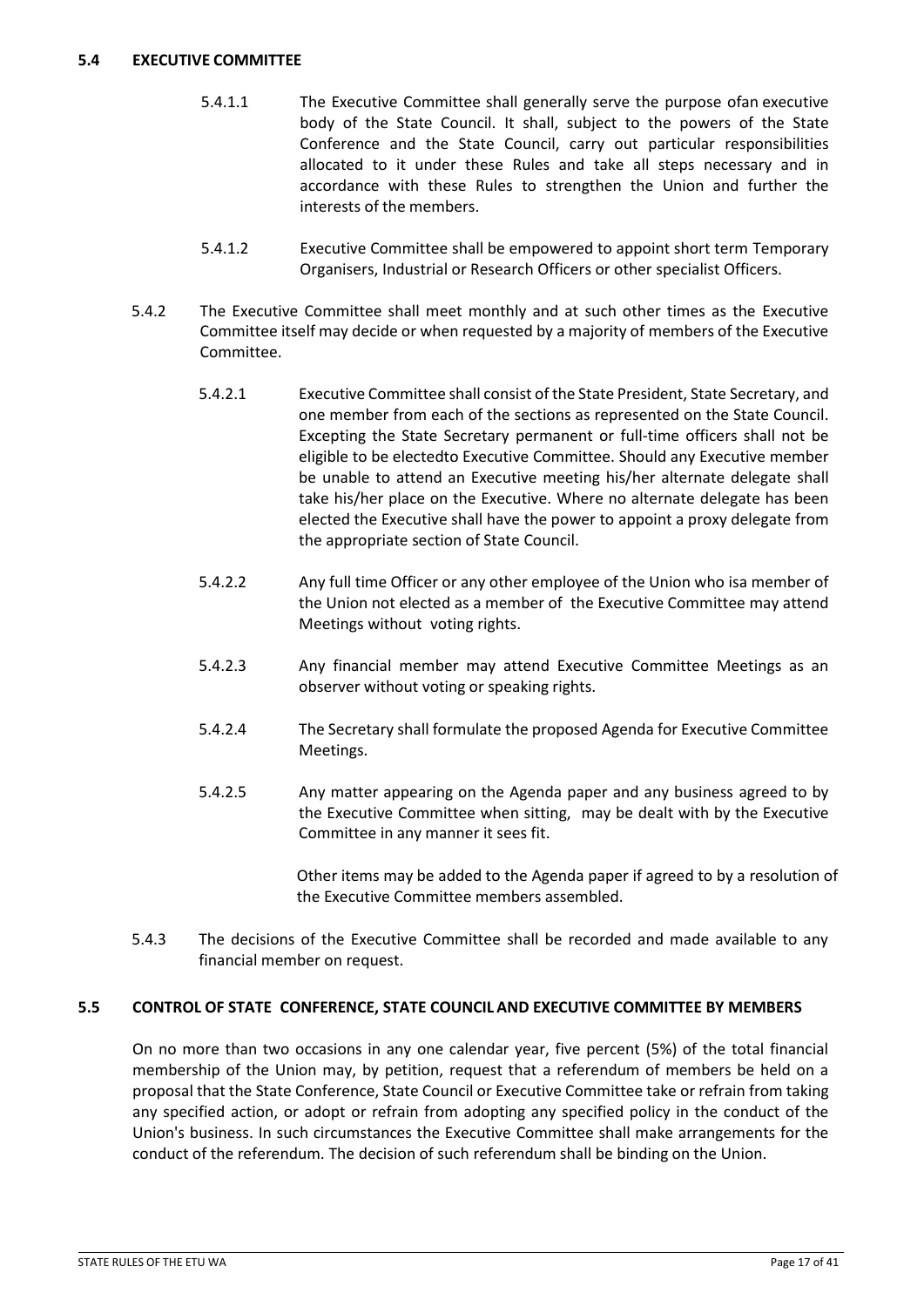### 5.4 EXECUTIVE COMMITTEE

5.4.1.1 The Executive Committee shall generally serve the purpose ofan executive body of the State Council. It shall, subject to the powers of the State Conference and the State Council, carry out particular responsibilities allocated to it under these Rules and take all steps necessary and in accordance with these Rules to strengthen the Union and further the interests of the members.

5.4.1.2 Executive Committee shall be empowered to appoint short term Temporary Organisers, Industrial or Research Officers or other specialist Officers.

5.4.2 The Executive Committee shall meet monthly and at such other times as the Executive Committee itself may decide or when requested by a majority of members of the Executive Committee.

5.4.2.1 Executive Committee shall consist of the State President, State Secretary, and one member from each of the sections as represented on the State Council. Excepting the State Secretary permanent or full-time officers shall not be eligible to be electedto Executive Committee. Should any Executive member be unable to attend an Executive meeting his/her alternate delegate shall take his/her place on the Executive. Where no alternate delegate has been elected the Executive shall have the power to appoint a proxy delegate from the appropriate section of State Council.

5.4.2.2 Any full time Officer or any other employee of the Union who isa member of the Union not elected as a member of the Executive Committee may attend Meetings without voting rights.

5.4.2.3 Any financial member may attend Executive Committee Meetings as an observer without voting or speaking rights.

5.4.2.4 The Secretary shall formulate the proposed Agenda for Executive Committee Meetings.

5.4.2.5 Any matter appearing on the Agenda paper and any business agreed to by the Executive Committee when sitting, may be dealt with by the Executive Committee in any manner it sees fit.

Other items may be added to the Agenda paper if agreed to by a resolution of the Executive Committee members assembled.

5.4.3 The decisions of the Executive Committee shall be recorded and made available to any financial member on request.

### 5.5 CONTROL OF STATE CONFERENCE, STATE COUNCIL AND EXECUTIVE COMMITTEE BY MEMBERS

On no more than two occasions in any one calendar year, five percent (5%) of the total financial membership of the Union may, by petition, request that a referendum of members be held on a proposal that the State Conference, State Council or Executive Committee take or refrain from taking any specified action, or adopt or refrain from adopting any specified policy in the conduct of the Union's business. In such circumstances the Executive Committee shall make arrangements for the conduct of the referendum. The decision of such referendum shall be binding on the Union.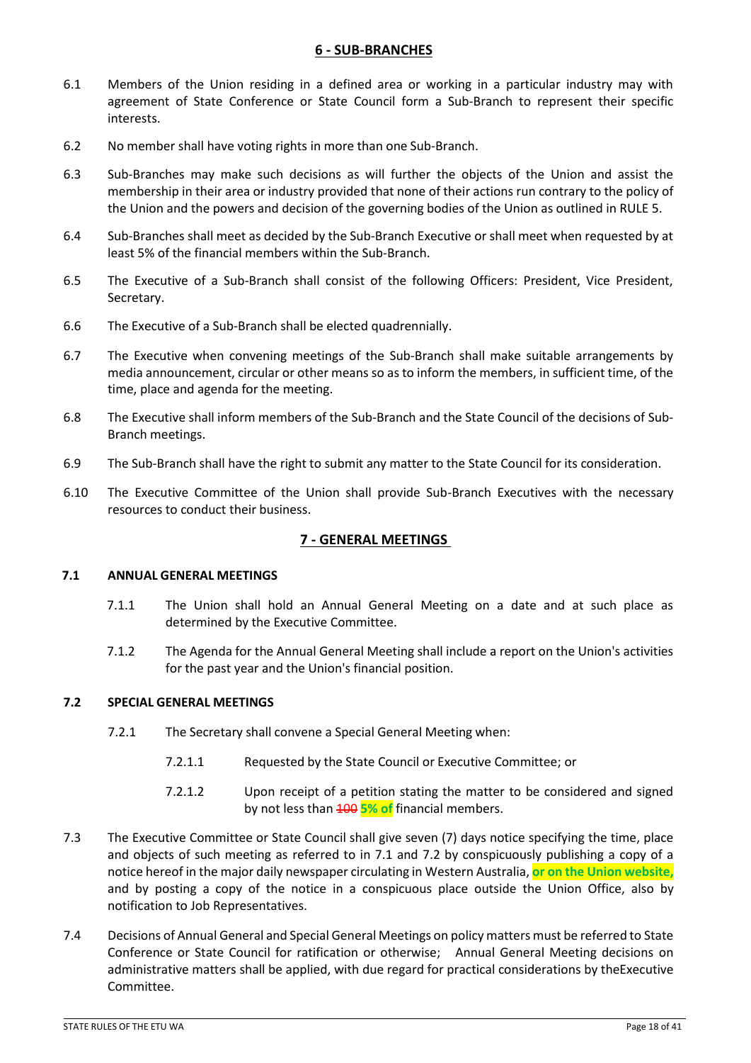## 6 - SUB-BRANCHES

6.1 Members of the Union residing in a defined area or working in a particular industry may with agreement of State Conference or State Council form a Sub-Branch to represent their specific interests.

6.2 No member shall have voting rights in more than one Sub-Branch.

6.3 Sub-Branches may make such decisions as will further the objects of the Union and assist the membership in their area or industry provided that none of their actions run contrary to the policy of the Union and the powers and decision of the governing bodies of the Union as outlined in RULE 5.

6.4 Sub-Branches shall meet as decided by the Sub-Branch Executive or shall meet when requested by at least 5% of the financial members within the Sub-Branch.

6.5 The Executive of a Sub-Branch shall consist of the following Officers: President, Vice President, Secretary.

6.6 The Executive of a Sub-Branch shall be elected quadrennially.

6.7 The Executive when convening meetings of the Sub-Branch shall make suitable arrangements by media announcement, circular or other means so as to inform the members, in sufficient time, of the time, place and agenda for the meeting.

6.8 The Executive shall inform members of the Sub-Branch and the State Council of the decisions of Sub-Branch meetings.

6.9 The Sub-Branch shall have the right to submit any matter to the State Council for its consideration.

6.10 The Executive Committee of the Union shall provide Sub-Branch Executives with the necessary resources to conduct their business.

## 7 - GENERAL MEETINGS

### 7.1 ANNUAL GENERAL MEETINGS

7.1.1 The Union shall hold an Annual General Meeting on a date and at such place as determined by the Executive Committee.

7.1.2 The Agenda for the Annual General Meeting shall include a report on the Union's activities for the past year and the Union's financial position.

### 7.2 SPECIAL GENERAL MEETINGS

7.2.1 The Secretary shall convene a Special General Meeting when:

7.2.1.1 Requested by the State Council or Executive Committee; or

7.2.1.2 Upon receipt of a petition stating the matter to be considered and signed by not less than ~~100~~ **5% of** financial members.

7.3 The Executive Committee or State Council shall give seven (7) days notice specifying the time, place and objects of such meeting as referred to in 7.1 and 7.2 by conspicuously publishing a copy of a notice hereof in the major daily newspaper circulating in Western Australia, **or on the Union website,** and by posting a copy of the notice in a conspicuous place outside the Union Office, also by notification to Job Representatives.

7.4 Decisions of Annual General and Special General Meetings on policy matters must be referred to State Conference or State Council for ratification or otherwise; Annual General Meeting decisions on administrative matters shall be applied, with due regard for practical considerations by theExecutive Committee.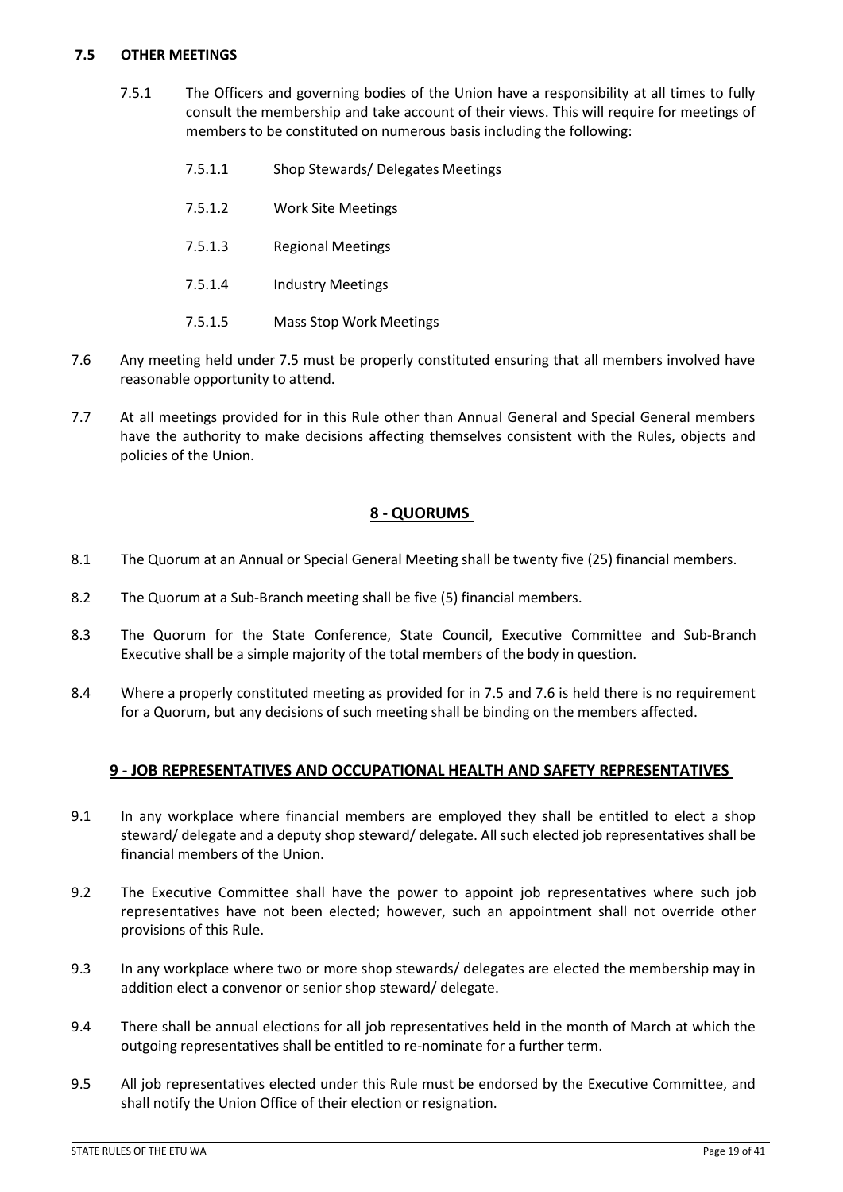### 7.5 OTHER MEETINGS

7.5.1 The Officers and governing bodies of the Union have a responsibility at all times to fully consult the membership and take account of their views. This will require for meetings of members to be constituted on numerous basis including the following:

7.5.1.1 Shop Stewards/ Delegates Meetings

7.5.1.2 Work Site Meetings

7.5.1.3 Regional Meetings

7.5.1.4 Industry Meetings

7.5.1.5 Mass Stop Work Meetings

7.6 Any meeting held under 7.5 must be properly constituted ensuring that all members involved have reasonable opportunity to attend.

7.7 At all meetings provided for in this Rule other than Annual General and Special General members have the authority to make decisions affecting themselves consistent with the Rules, objects and policies of the Union.

## 8 - QUORUMS

8.1 The Quorum at an Annual or Special General Meeting shall be twenty five (25) financial members.

8.2 The Quorum at a Sub-Branch meeting shall be five (5) financial members.

8.3 The Quorum for the State Conference, State Council, Executive Committee and Sub-Branch Executive shall be a simple majority of the total members of the body in question.

8.4 Where a properly constituted meeting as provided for in 7.5 and 7.6 is held there is no requirement for a Quorum, but any decisions of such meeting shall be binding on the members affected.

## 9 - JOB REPRESENTATIVES AND OCCUPATIONAL HEALTH AND SAFETY REPRESENTATIVES

9.1 In any workplace where financial members are employed they shall be entitled to elect a shop steward/ delegate and a deputy shop steward/ delegate. All such elected job representatives shall be financial members of the Union.

9.2 The Executive Committee shall have the power to appoint job representatives where such job representatives have not been elected; however, such an appointment shall not override other provisions of this Rule.

9.3 In any workplace where two or more shop stewards/ delegates are elected the membership may in addition elect a convenor or senior shop steward/ delegate.

9.4 There shall be annual elections for all job representatives held in the month of March at which the outgoing representatives shall be entitled to re-nominate for a further term.

9.5 All job representatives elected under this Rule must be endorsed by the Executive Committee, and shall notify the Union Office of their election or resignation.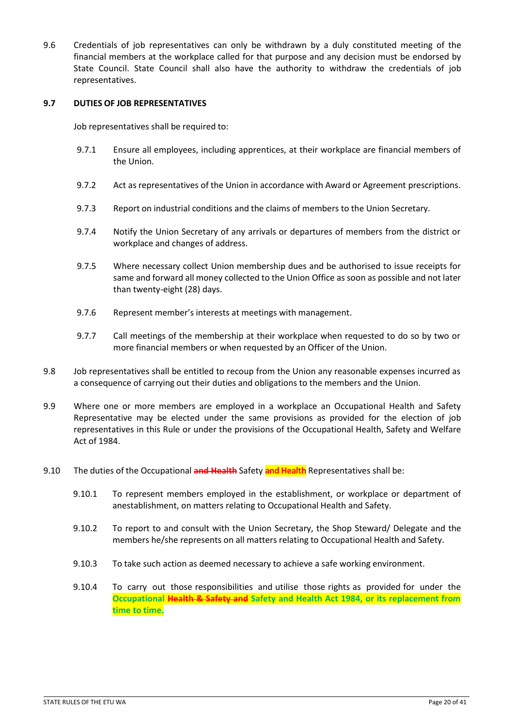9.6 Credentials of job representatives can only be withdrawn by a duly constituted meeting of the financial members at the workplace called for that purpose and any decision must be endorsed by State Council. State Council shall also have the authority to withdraw the credentials of job representatives.

### 9.7 DUTIES OF JOB REPRESENTATIVES

Job representatives shall be required to:

9.7.1 Ensure all employees, including apprentices, at their workplace are financial members of the Union.

9.7.2 Act as representatives of the Union in accordance with Award or Agreement prescriptions.

9.7.3 Report on industrial conditions and the claims of members to the Union Secretary.

9.7.4 Notify the Union Secretary of any arrivals or departures of members from the district or workplace and changes of address.

9.7.5 Where necessary collect Union membership dues and be authorised to issue receipts for same and forward all money collected to the Union Office as soon as possible and not later than twenty-eight (28) days.

9.7.6 Represent member's interests at meetings with management.

9.7.7 Call meetings of the membership at their workplace when requested to do so by two or more financial members or when requested by an Officer of the Union.

9.8 Job representatives shall be entitled to recoup from the Union any reasonable expenses incurred as a consequence of carrying out their duties and obligations to the members and the Union.

9.9 Where one or more members are employed in a workplace an Occupational Health and Safety Representative may be elected under the same provisions as provided for the election of job representatives in this Rule or under the provisions of the Occupational Health, Safety and Welfare Act of 1984.

9.10 The duties of the Occupational ~~and Health~~ Safety **and Health** Representatives shall be:

9.10.1 To represent members employed in the establishment, or workplace or department of anestablishment, on matters relating to Occupational Health and Safety.

9.10.2 To report to and consult with the Union Secretary, the Shop Steward/ Delegate and the members he/she represents on all matters relating to Occupational Health and Safety.

9.10.3 To take such action as deemed necessary to achieve a safe working environment.

9.10.4 To carry out those responsibilities and utilise those rights as provided for under the **Occupational ~~Health & Safety and~~ Safety and Health Act 1984, or its replacement from time to time.**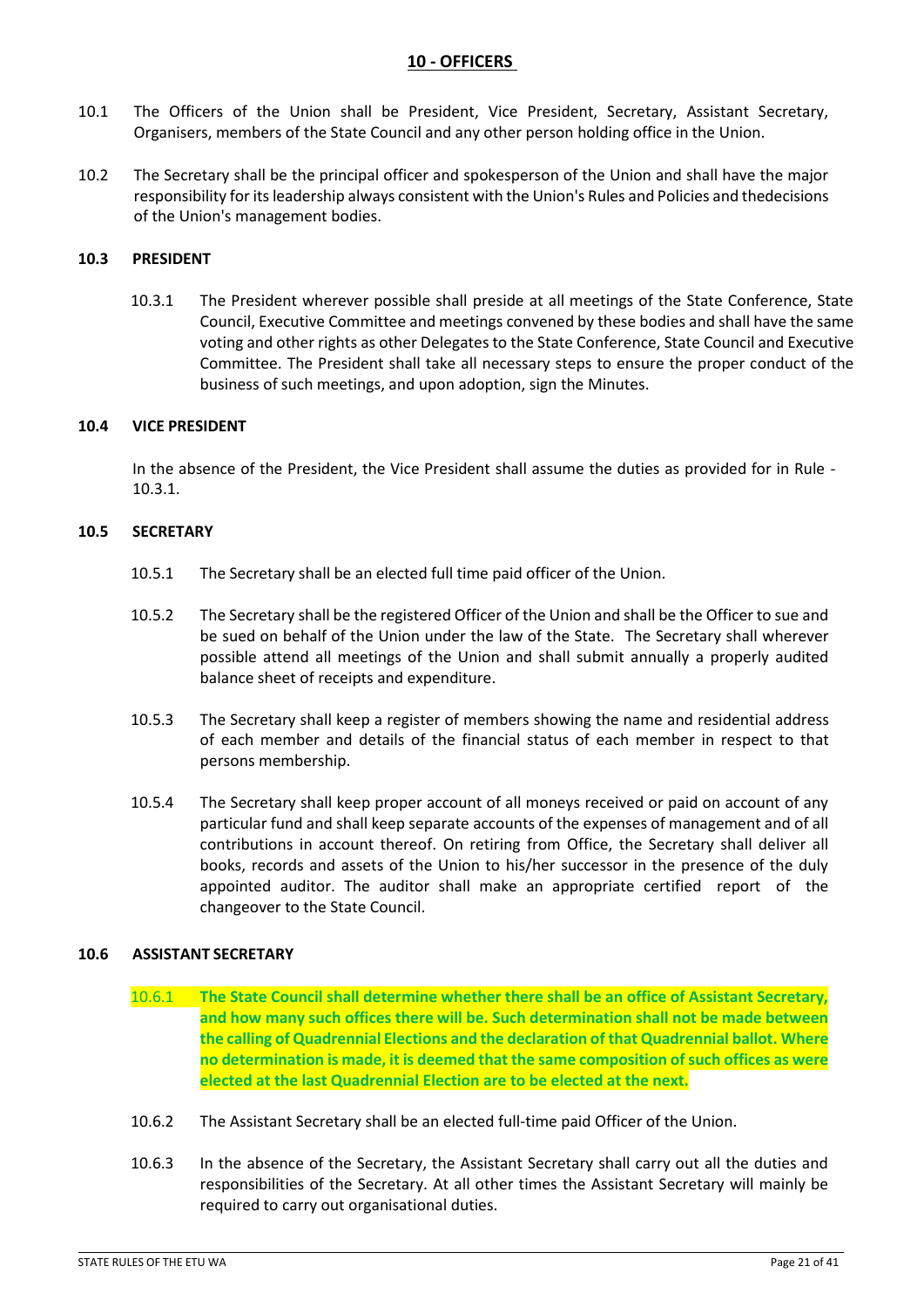## 10 - OFFICERS

10.1 The Officers of the Union shall be President, Vice President, Secretary, Assistant Secretary, Organisers, members of the State Council and any other person holding office in the Union.

10.2 The Secretary shall be the principal officer and spokesperson of the Union and shall have the major responsibility for its leadership always consistent with the Union's Rules and Policies and thedecisions of the Union's management bodies.

### 10.3 PRESIDENT

10.3.1 The President wherever possible shall preside at all meetings of the State Conference, State Council, Executive Committee and meetings convened by these bodies and shall have the same voting and other rights as other Delegates to the State Conference, State Council and Executive Committee. The President shall take all necessary steps to ensure the proper conduct of the business of such meetings, and upon adoption, sign the Minutes.

### 10.4 VICE PRESIDENT

In the absence of the President, the Vice President shall assume the duties as provided for in Rule - 10.3.1.

### 10.5 SECRETARY

10.5.1 The Secretary shall be an elected full time paid officer of the Union.

10.5.2 The Secretary shall be the registered Officer of the Union and shall be the Officer to sue and be sued on behalf of the Union under the law of the State. The Secretary shall wherever possible attend all meetings of the Union and shall submit annually a properly audited balance sheet of receipts and expenditure.

10.5.3 The Secretary shall keep a register of members showing the name and residential address of each member and details of the financial status of each member in respect to that persons membership.

10.5.4 The Secretary shall keep proper account of all moneys received or paid on account of any particular fund and shall keep separate accounts of the expenses of management and of all contributions in account thereof. On retiring from Office, the Secretary shall deliver all books, records and assets of the Union to his/her successor in the presence of the duly appointed auditor. The auditor shall make an appropriate certified report of the changeover to the State Council.

### 10.6 ASSISTANT SECRETARY

10.6.1 **The State Council shall determine whether there shall be an office of Assistant Secretary, and how many such offices there will be. Such determination shall not be made between the calling of Quadrennial Elections and the declaration of that Quadrennial ballot. Where no determination is made, it is deemed that the same composition of such offices as were elected at the last Quadrennial Election are to be elected at the next.**

10.6.2 The Assistant Secretary shall be an elected full-time paid Officer of the Union.

10.6.3 In the absence of the Secretary, the Assistant Secretary shall carry out all the duties and responsibilities of the Secretary. At all other times the Assistant Secretary will mainly be required to carry out organisational duties.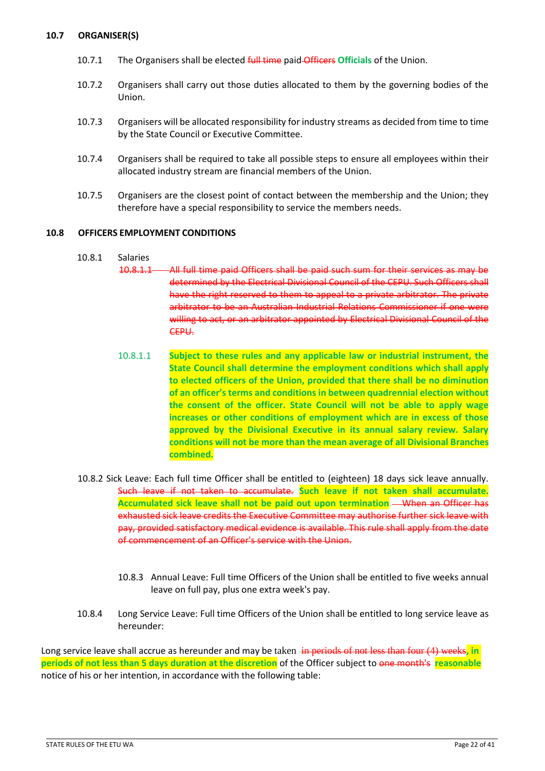### 10.7 ORGANISER(S)

10.7.1 The Organisers shall be elected ~~full time~~ paid ~~Officers~~ **Officials** of the Union.

10.7.2 Organisers shall carry out those duties allocated to them by the governing bodies of the Union.

10.7.3 Organisers will be allocated responsibility for industry streams as decided from time to time by the State Council or Executive Committee.

10.7.4 Organisers shall be required to take all possible steps to ensure all employees within their allocated industry stream are financial members of the Union.

10.7.5 Organisers are the closest point of contact between the membership and the Union; they therefore have a special responsibility to service the members needs.

### 10.8 OFFICERS EMPLOYMENT CONDITIONS

10.8.1 Salaries

~~10.8.1.1 All full time paid Officers shall be paid such sum for their services as may be determined by the Electrical Divisional Council of the CEPU. Such Officers shall have the right reserved to them to appeal to a private arbitrator. The private arbitrator to be an Australian Industrial Relations Commissioner if one were willing to act, or an arbitrator appointed by Electrical Divisional Council of the CEPU.~~

10.8.1.1 **Subject to these rules and any applicable law or industrial instrument, the State Council shall determine the employment conditions which shall apply to elected officers of the Union, provided that there shall be no diminution of an officer's terms and conditions in between quadrennial election without the consent of the officer. State Council will not be able to apply wage increases or other conditions of employment which are in excess of those approved by the Divisional Executive in its annual salary review. Salary conditions will not be more than the mean average of all Divisional Branches combined.**

10.8.2 Sick Leave: Each full time Officer shall be entitled to (eighteen) 18 days sick leave annually. ~~Such leave if not taken to accumulate.~~ **Such leave if not taken shall accumulate. Accumulated sick leave shall not be paid out upon termination**. ~~When an Officer has exhausted sick leave credits the Executive Committee may authorise further sick leave with pay, provided satisfactory medical evidence is available. This rule shall apply from the date of commencement of an Officer's service with the Union.~~

10.8.3 Annual Leave: Full time Officers of the Union shall be entitled to five weeks annual leave on full pay, plus one extra week's pay.

10.8.4 Long Service Leave: Full time Officers of the Union shall be entitled to long service leave as hereunder:

Long service leave shall accrue as hereunder and may be taken ~~in periods of not less than four (4) weeks~~**, in periods of not less than 5 days duration at the discretion** of the Officer subject to ~~one month's~~ **reasonable** notice of his or her intention, in accordance with the following table: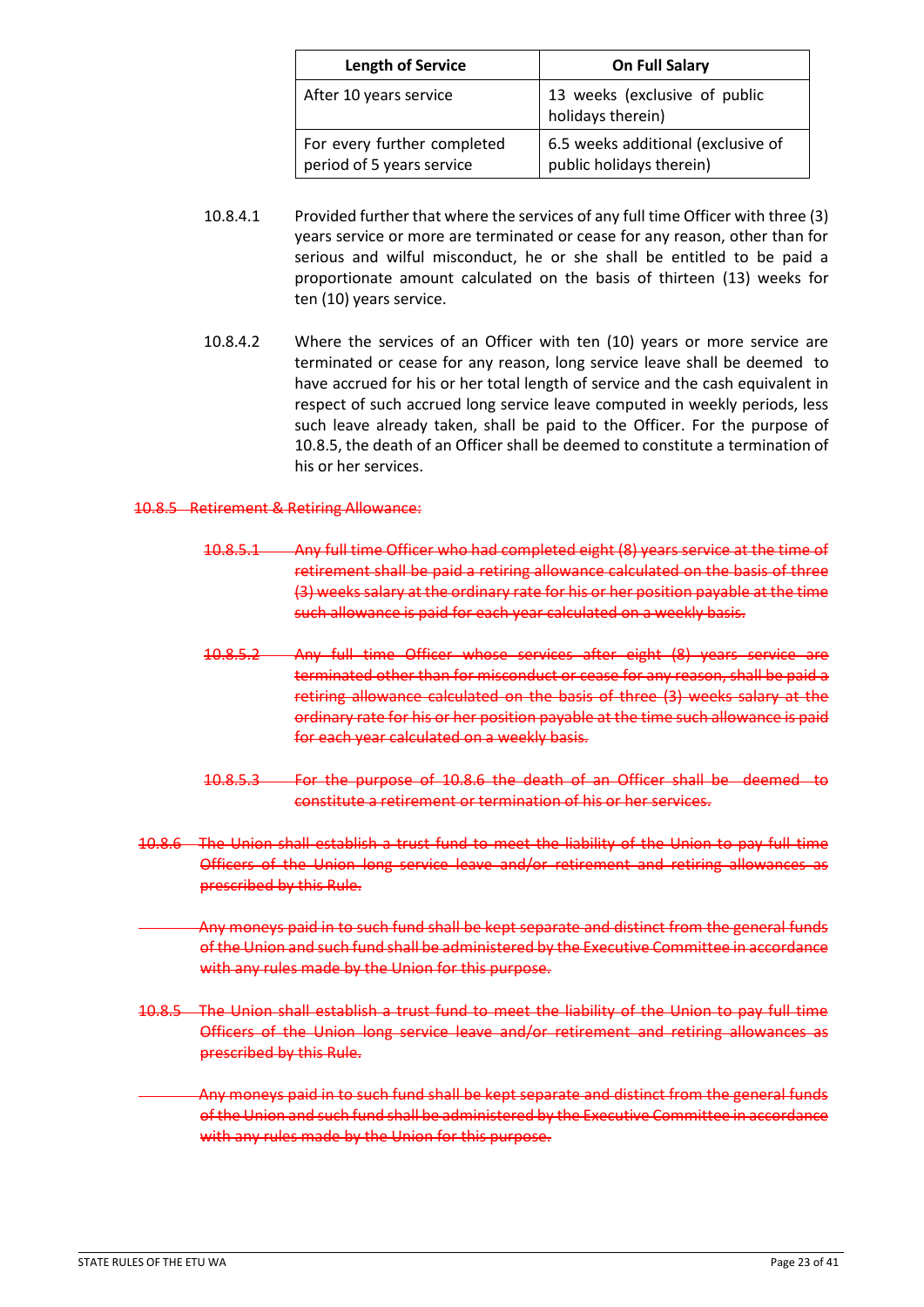| Length of Service | On Full Salary |
| --- | --- |
| After 10 years service | 13 weeks (exclusive of public holidays therein) |
| For every further completed period of 5 years service | 6.5 weeks additional (exclusive of public holidays therein) |

10.8.4.1 Provided further that where the services of any full time Officer with three (3) years service or more are terminated or cease for any reason, other than for serious and wilful misconduct, he or she shall be entitled to be paid a proportionate amount calculated on the basis of thirteen (13) weeks for ten (10) years service.

10.8.4.2 Where the services of an Officer with ten (10) years or more service are terminated or cease for any reason, long service leave shall be deemed to have accrued for his or her total length of service and the cash equivalent in respect of such accrued long service leave computed in weekly periods, less such leave already taken, shall be paid to the Officer. For the purpose of 10.8.5, the death of an Officer shall be deemed to constitute a termination of his or her services.

~~10.8.5 Retirement & Retiring Allowance:~~

~~10.8.5.1 Any full time Officer who had completed eight (8) years service at the time of retirement shall be paid a retiring allowance calculated on the basis of three (3) weeks salary at the ordinary rate for his or her position payable at the time such allowance is paid for each year calculated on a weekly basis.~~

~~10.8.5.2 Any full time Officer whose services after eight (8) years service are terminated other than for misconduct or cease for any reason, shall be paid a retiring allowance calculated on the basis of three (3) weeks salary at the ordinary rate for his or her position payable at the time such allowance is paid for each year calculated on a weekly basis.~~

~~10.8.5.3 For the purpose of 10.8.6 the death of an Officer shall be deemed to constitute a retirement or termination of his or her services.~~

~~10.8.6 The Union shall establish a trust fund to meet the liability of the Union to pay full time Officers of the Union long service leave and/or retirement and retiring allowances as prescribed by this Rule.~~

~~Any moneys paid in to such fund shall be kept separate and distinct from the general funds of the Union and such fund shall be administered by the Executive Committee in accordance with any rules made by the Union for this purpose.~~

~~10.8.5 The Union shall establish a trust fund to meet the liability of the Union to pay full time Officers of the Union long service leave and/or retirement and retiring allowances as prescribed by this Rule.~~

~~Any moneys paid in to such fund shall be kept separate and distinct from the general funds of the Union and such fund shall be administered by the Executive Committee in accordance with any rules made by the Union for this purpose.~~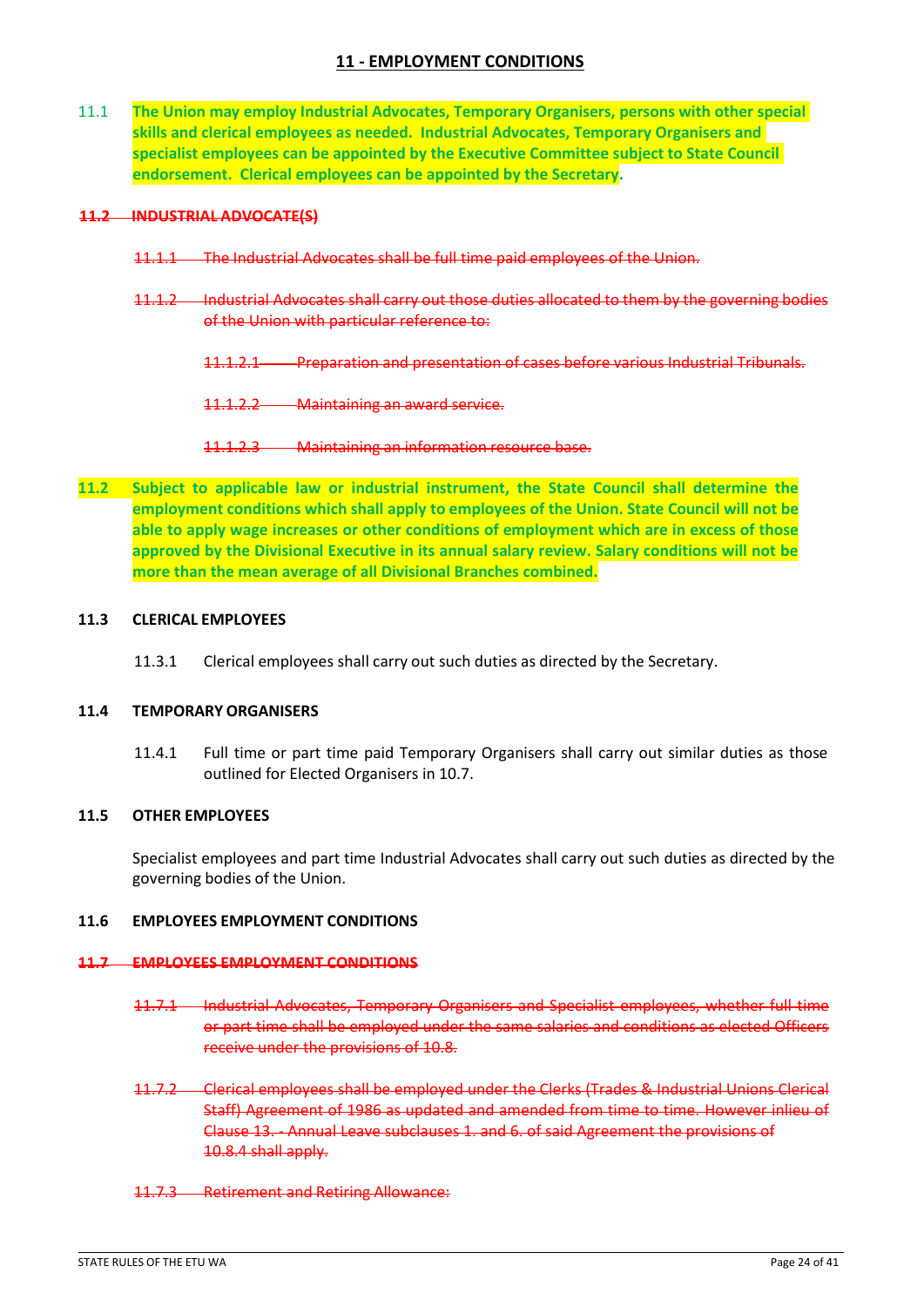## 11 - EMPLOYMENT CONDITIONS

11.1 **The Union may employ Industrial Advocates, Temporary Organisers, persons with other special skills and clerical employees as needed. Industrial Advocates, Temporary Organisers and specialist employees can be appointed by the Executive Committee subject to State Council endorsement. Clerical employees can be appointed by the Secretary.**

~~**11.2 INDUSTRIAL ADVOCATE(S)**~~

~~11.1.1 The Industrial Advocates shall be full time paid employees of the Union.~~

~~11.1.2 Industrial Advocates shall carry out those duties allocated to them by the governing bodies of the Union with particular reference to:~~

~~11.1.2.1 Preparation and presentation of cases before various Industrial Tribunals.~~

~~11.1.2.2 Maintaining an award service.~~

~~11.1.2.3 Maintaining an information resource base.~~

**11.2 Subject to applicable law or industrial instrument, the State Council shall determine the employment conditions which shall apply to employees of the Union. State Council will not be able to apply wage increases or other conditions of employment which are in excess of those approved by the Divisional Executive in its annual salary review. Salary conditions will not be more than the mean average of all Divisional Branches combined.**

**11.3 CLERICAL EMPLOYEES**

11.3.1 Clerical employees shall carry out such duties as directed by the Secretary.

**11.4 TEMPORARY ORGANISERS**

11.4.1 Full time or part time paid Temporary Organisers shall carry out similar duties as those outlined for Elected Organisers in 10.7.

**11.5 OTHER EMPLOYEES**

Specialist employees and part time Industrial Advocates shall carry out such duties as directed by the governing bodies of the Union.

**11.6 EMPLOYEES EMPLOYMENT CONDITIONS**

~~**11.7 EMPLOYEES EMPLOYMENT CONDITIONS**~~

~~11.7.1 Industrial Advocates, Temporary Organisers and Specialist employees, whether full time or part time shall be employed under the same salaries and conditions as elected Officers receive under the provisions of 10.8.~~

~~11.7.2 Clerical employees shall be employed under the Clerks (Trades & Industrial Unions Clerical Staff) Agreement of 1986 as updated and amended from time to time. However inlieu of Clause 13. - Annual Leave subclauses 1. and 6. of said Agreement the provisions of 10.8.4 shall apply.~~

~~11.7.3 Retirement and Retiring Allowance:~~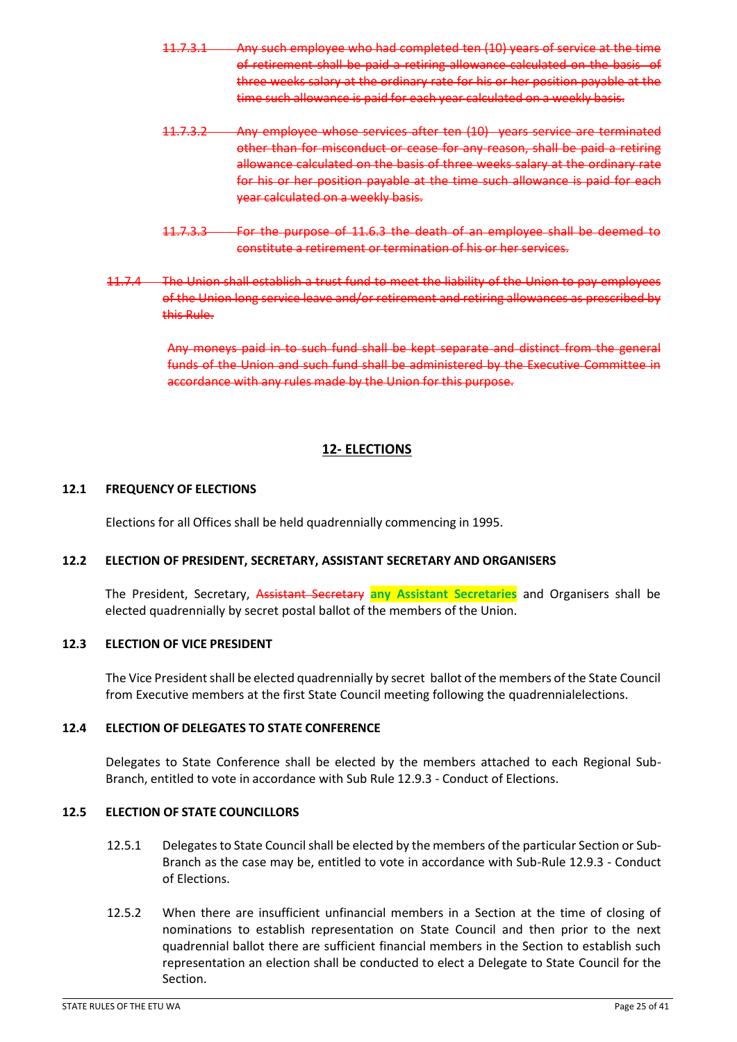~~11.7.3.1 Any such employee who had completed ten (10) years of service at the time of retirement shall be paid a retiring allowance calculated on the basis of three weeks salary at the ordinary rate for his or her position payable at the time such allowance is paid for each year calculated on a weekly basis.~~

~~11.7.3.2 Any employee whose services after ten (10) years service are terminated other than for misconduct or cease for any reason, shall be paid a retiring allowance calculated on the basis of three weeks salary at the ordinary rate for his or her position payable at the time such allowance is paid for each year calculated on a weekly basis.~~

~~11.7.3.3 For the purpose of 11.6.3 the death of an employee shall be deemed to constitute a retirement or termination of his or her services.~~

~~11.7.4 The Union shall establish a trust fund to meet the liability of the Union to pay employees of the Union long service leave and/or retirement and retiring allowances as prescribed by this Rule.~~

~~Any moneys paid in to such fund shall be kept separate and distinct from the general funds of the Union and such fund shall be administered by the Executive Committee in accordance with any rules made by the Union for this purpose.~~

## 12- ELECTIONS

### 12.1 FREQUENCY OF ELECTIONS

Elections for all Offices shall be held quadrennially commencing in 1995.

### 12.2 ELECTION OF PRESIDENT, SECRETARY, ASSISTANT SECRETARY AND ORGANISERS

The President, Secretary, ~~Assistant Secretary~~ **any Assistant Secretaries** and Organisers shall be elected quadrennially by secret postal ballot of the members of the Union.

### 12.3 ELECTION OF VICE PRESIDENT

The Vice President shall be elected quadrennially by secret ballot of the members of the State Council from Executive members at the first State Council meeting following the quadrennialelections.

### 12.4 ELECTION OF DELEGATES TO STATE CONFERENCE

Delegates to State Conference shall be elected by the members attached to each Regional Sub-Branch, entitled to vote in accordance with Sub Rule 12.9.3 - Conduct of Elections.

### 12.5 ELECTION OF STATE COUNCILLORS

12.5.1 Delegates to State Council shall be elected by the members of the particular Section or Sub-Branch as the case may be, entitled to vote in accordance with Sub-Rule 12.9.3 - Conduct of Elections.

12.5.2 When there are insufficient unfinancial members in a Section at the time of closing of nominations to establish representation on State Council and then prior to the next quadrennial ballot there are sufficient financial members in the Section to establish such representation an election shall be conducted to elect a Delegate to State Council for the Section.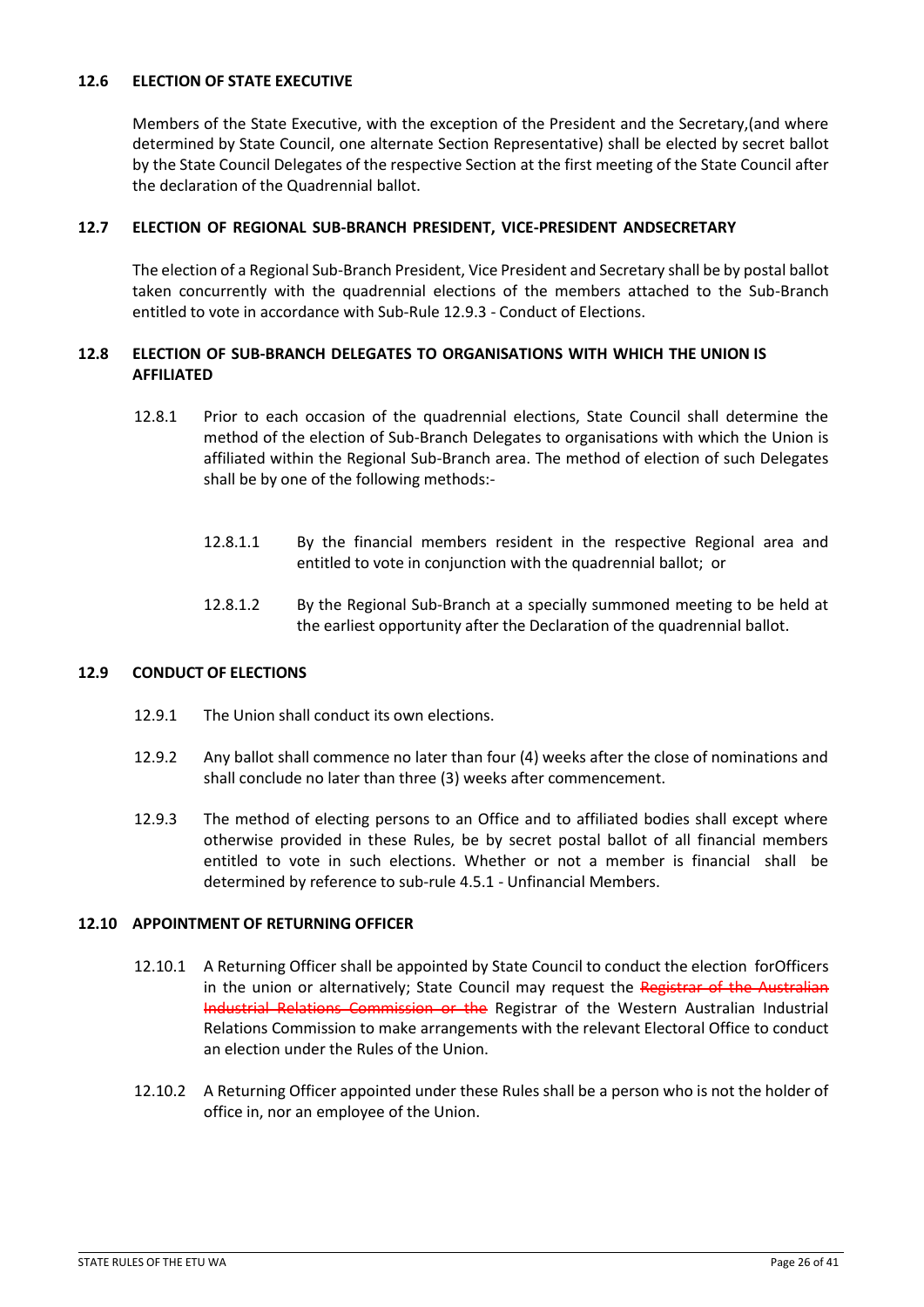### 12.6 ELECTION OF STATE EXECUTIVE

Members of the State Executive, with the exception of the President and the Secretary,(and where determined by State Council, one alternate Section Representative) shall be elected by secret ballot by the State Council Delegates of the respective Section at the first meeting of the State Council after the declaration of the Quadrennial ballot.

### 12.7 ELECTION OF REGIONAL SUB-BRANCH PRESIDENT, VICE-PRESIDENT ANDSECRETARY

The election of a Regional Sub-Branch President, Vice President and Secretary shall be by postal ballot taken concurrently with the quadrennial elections of the members attached to the Sub-Branch entitled to vote in accordance with Sub-Rule 12.9.3 - Conduct of Elections.

### 12.8 ELECTION OF SUB-BRANCH DELEGATES TO ORGANISATIONS WITH WHICH THE UNION IS AFFILIATED

12.8.1 Prior to each occasion of the quadrennial elections, State Council shall determine the method of the election of Sub-Branch Delegates to organisations with which the Union is affiliated within the Regional Sub-Branch area. The method of election of such Delegates shall be by one of the following methods:-

12.8.1.1 By the financial members resident in the respective Regional area and entitled to vote in conjunction with the quadrennial ballot; or

12.8.1.2 By the Regional Sub-Branch at a specially summoned meeting to be held at the earliest opportunity after the Declaration of the quadrennial ballot.

### 12.9 CONDUCT OF ELECTIONS

12.9.1 The Union shall conduct its own elections.

12.9.2 Any ballot shall commence no later than four (4) weeks after the close of nominations and shall conclude no later than three (3) weeks after commencement.

12.9.3 The method of electing persons to an Office and to affiliated bodies shall except where otherwise provided in these Rules, be by secret postal ballot of all financial members entitled to vote in such elections. Whether or not a member is financial shall be determined by reference to sub-rule 4.5.1 - Unfinancial Members.

### 12.10 APPOINTMENT OF RETURNING OFFICER

12.10.1 A Returning Officer shall be appointed by State Council to conduct the election forOfficers in the union or alternatively; State Council may request the ~~Registrar of the Australian Industrial Relations Commission or the~~ Registrar of the Western Australian Industrial Relations Commission to make arrangements with the relevant Electoral Office to conduct an election under the Rules of the Union.

12.10.2 A Returning Officer appointed under these Rules shall be a person who is not the holder of office in, nor an employee of the Union.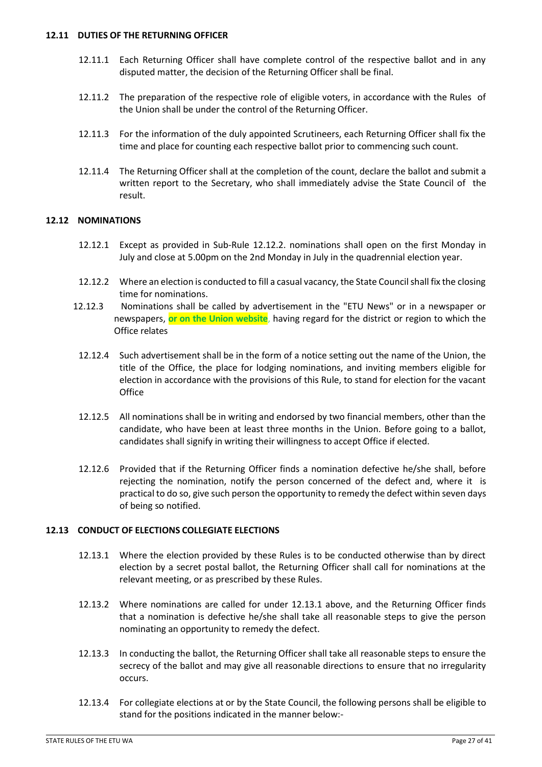### 12.11 DUTIES OF THE RETURNING OFFICER

12.11.1 Each Returning Officer shall have complete control of the respective ballot and in any disputed matter, the decision of the Returning Officer shall be final.

12.11.2 The preparation of the respective role of eligible voters, in accordance with the Rules of the Union shall be under the control of the Returning Officer.

12.11.3 For the information of the duly appointed Scrutineers, each Returning Officer shall fix the time and place for counting each respective ballot prior to commencing such count.

12.11.4 The Returning Officer shall at the completion of the count, declare the ballot and submit a written report to the Secretary, who shall immediately advise the State Council of the result.

### 12.12 NOMINATIONS

12.12.1 Except as provided in Sub-Rule 12.12.2. nominations shall open on the first Monday in July and close at 5.00pm on the 2nd Monday in July in the quadrennial election year.

12.12.2 Where an election is conducted to fill a casual vacancy, the State Council shall fix the closing time for nominations.

12.12.3 Nominations shall be called by advertisement in the "ETU News" or in a newspaper or newspapers, **or on the Union website**, having regard for the district or region to which the Office relates

12.12.4 Such advertisement shall be in the form of a notice setting out the name of the Union, the title of the Office, the place for lodging nominations, and inviting members eligible for election in accordance with the provisions of this Rule, to stand for election for the vacant Office

12.12.5 All nominations shall be in writing and endorsed by two financial members, other than the candidate, who have been at least three months in the Union. Before going to a ballot, candidates shall signify in writing their willingness to accept Office if elected.

12.12.6 Provided that if the Returning Officer finds a nomination defective he/she shall, before rejecting the nomination, notify the person concerned of the defect and, where it is practical to do so, give such person the opportunity to remedy the defect within seven days of being so notified.

### 12.13 CONDUCT OF ELECTIONS COLLEGIATE ELECTIONS

12.13.1 Where the election provided by these Rules is to be conducted otherwise than by direct election by a secret postal ballot, the Returning Officer shall call for nominations at the relevant meeting, or as prescribed by these Rules.

12.13.2 Where nominations are called for under 12.13.1 above, and the Returning Officer finds that a nomination is defective he/she shall take all reasonable steps to give the person nominating an opportunity to remedy the defect.

12.13.3 In conducting the ballot, the Returning Officer shall take all reasonable steps to ensure the secrecy of the ballot and may give all reasonable directions to ensure that no irregularity occurs.

12.13.4 For collegiate elections at or by the State Council, the following persons shall be eligible to stand for the positions indicated in the manner below:-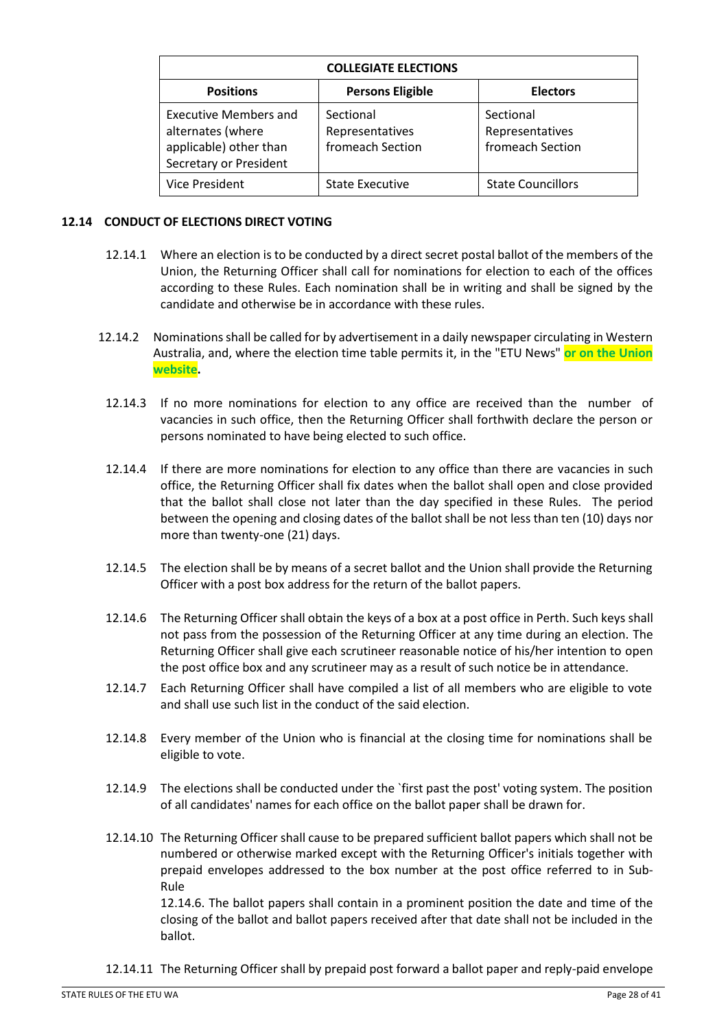| COLLEGIATE ELECTIONS | | |
|---|---|---|
| **Positions** | **Persons Eligible** | **Electors** |
| Executive Members and alternates (where applicable) other than Secretary or President | Sectional Representatives fromeach Section | Sectional Representatives fromeach Section |
| Vice President | State Executive | State Councillors |

### 12.14 CONDUCT OF ELECTIONS DIRECT VOTING

12.14.1 Where an election is to be conducted by a direct secret postal ballot of the members of the Union, the Returning Officer shall call for nominations for election to each of the offices according to these Rules. Each nomination shall be in writing and shall be signed by the candidate and otherwise be in accordance with these rules.

12.14.2 Nominations shall be called for by advertisement in a daily newspaper circulating in Western Australia, and, where the election time table permits it, in the "ETU News" **or on the Union website.**

12.14.3 If no more nominations for election to any office are received than the number of vacancies in such office, then the Returning Officer shall forthwith declare the person or persons nominated to have being elected to such office.

12.14.4 If there are more nominations for election to any office than there are vacancies in such office, the Returning Officer shall fix dates when the ballot shall open and close provided that the ballot shall close not later than the day specified in these Rules. The period between the opening and closing dates of the ballot shall be not less than ten (10) days nor more than twenty-one (21) days.

12.14.5 The election shall be by means of a secret ballot and the Union shall provide the Returning Officer with a post box address for the return of the ballot papers.

12.14.6 The Returning Officer shall obtain the keys of a box at a post office in Perth. Such keys shall not pass from the possession of the Returning Officer at any time during an election. The Returning Officer shall give each scrutineer reasonable notice of his/her intention to open the post office box and any scrutineer may as a result of such notice be in attendance.

12.14.7 Each Returning Officer shall have compiled a list of all members who are eligible to vote and shall use such list in the conduct of the said election.

12.14.8 Every member of the Union who is financial at the closing time for nominations shall be eligible to vote.

12.14.9 The elections shall be conducted under the `first past the post' voting system. The position of all candidates' names for each office on the ballot paper shall be drawn for.

12.14.10 The Returning Officer shall cause to be prepared sufficient ballot papers which shall not be numbered or otherwise marked except with the Returning Officer's initials together with prepaid envelopes addressed to the box number at the post office referred to in Sub-Rule 12.14.6. The ballot papers shall contain in a prominent position the date and time of the closing of the ballot and ballot papers received after that date shall not be included in the ballot.

12.14.11 The Returning Officer shall by prepaid post forward a ballot paper and reply-paid envelope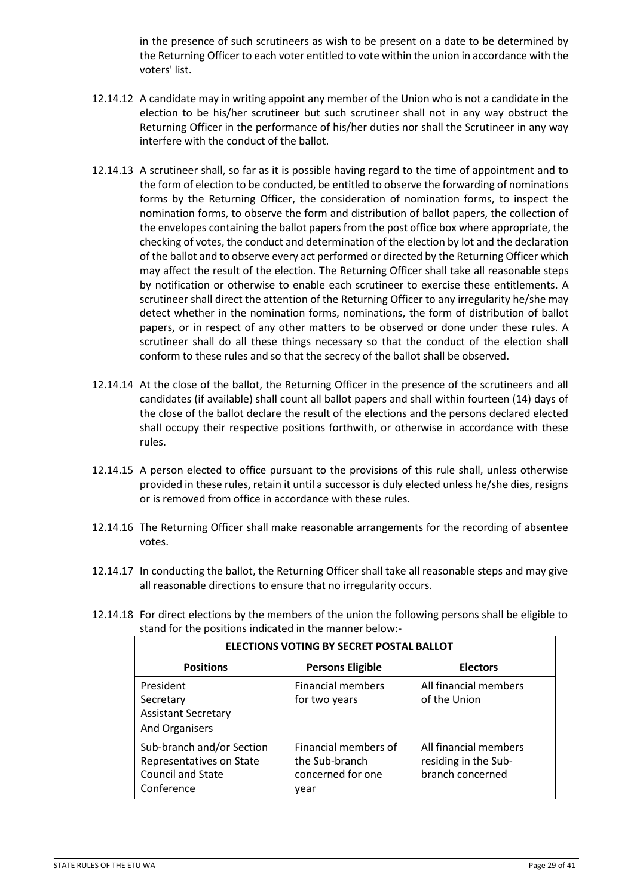in the presence of such scrutineers as wish to be present on a date to be determined by the Returning Officer to each voter entitled to vote within the union in accordance with the voters' list.

12.14.12 A candidate may in writing appoint any member of the Union who is not a candidate in the election to be his/her scrutineer but such scrutineer shall not in any way obstruct the Returning Officer in the performance of his/her duties nor shall the Scrutineer in any way interfere with the conduct of the ballot.

12.14.13 A scrutineer shall, so far as it is possible having regard to the time of appointment and to the form of election to be conducted, be entitled to observe the forwarding of nominations forms by the Returning Officer, the consideration of nomination forms, to inspect the nomination forms, to observe the form and distribution of ballot papers, the collection of the envelopes containing the ballot papers from the post office box where appropriate, the checking of votes, the conduct and determination of the election by lot and the declaration of the ballot and to observe every act performed or directed by the Returning Officer which may affect the result of the election. The Returning Officer shall take all reasonable steps by notification or otherwise to enable each scrutineer to exercise these entitlements. A scrutineer shall direct the attention of the Returning Officer to any irregularity he/she may detect whether in the nomination forms, nominations, the form of distribution of ballot papers, or in respect of any other matters to be observed or done under these rules. A scrutineer shall do all these things necessary so that the conduct of the election shall conform to these rules and so that the secrecy of the ballot shall be observed.

12.14.14 At the close of the ballot, the Returning Officer in the presence of the scrutineers and all candidates (if available) shall count all ballot papers and shall within fourteen (14) days of the close of the ballot declare the result of the elections and the persons declared elected shall occupy their respective positions forthwith, or otherwise in accordance with these rules.

12.14.15 A person elected to office pursuant to the provisions of this rule shall, unless otherwise provided in these rules, retain it until a successor is duly elected unless he/she dies, resigns or is removed from office in accordance with these rules.

12.14.16 The Returning Officer shall make reasonable arrangements for the recording of absentee votes.

12.14.17 In conducting the ballot, the Returning Officer shall take all reasonable steps and may give all reasonable directions to ensure that no irregularity occurs.

12.14.18 For direct elections by the members of the union the following persons shall be eligible to stand for the positions indicated in the manner below:-

| ELECTIONS VOTING BY SECRET POSTAL BALLOT | | |
|---|---|---|
| **Positions** | **Persons Eligible** | **Electors** |
| President<br>Secretary<br>Assistant Secretary<br>And Organisers | Financial members for two years | All financial members of the Union |
| Sub-branch and/or Section Representatives on State Council and State Conference | Financial members of the Sub-branch concerned for one year | All financial members residing in the Sub-branch concerned |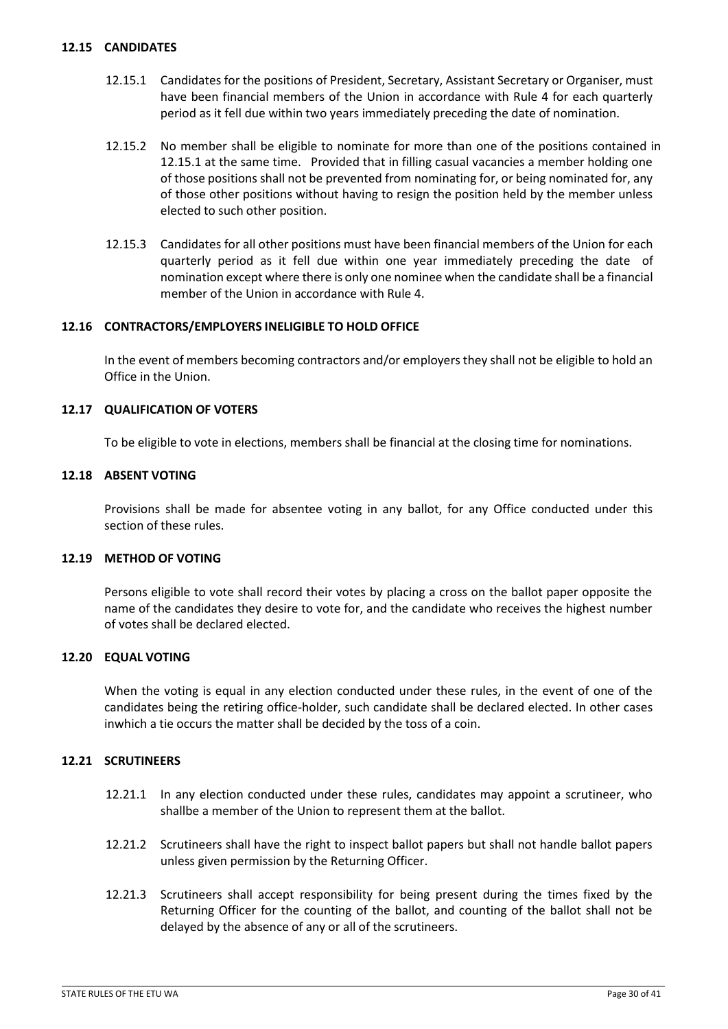### 12.15 CANDIDATES

12.15.1 Candidates for the positions of President, Secretary, Assistant Secretary or Organiser, must have been financial members of the Union in accordance with Rule 4 for each quarterly period as it fell due within two years immediately preceding the date of nomination.

12.15.2 No member shall be eligible to nominate for more than one of the positions contained in 12.15.1 at the same time. Provided that in filling casual vacancies a member holding one of those positions shall not be prevented from nominating for, or being nominated for, any of those other positions without having to resign the position held by the member unless elected to such other position.

12.15.3 Candidates for all other positions must have been financial members of the Union for each quarterly period as it fell due within one year immediately preceding the date of nomination except where there is only one nominee when the candidate shall be a financial member of the Union in accordance with Rule 4.

### 12.16 CONTRACTORS/EMPLOYERS INELIGIBLE TO HOLD OFFICE

In the event of members becoming contractors and/or employers they shall not be eligible to hold an Office in the Union.

### 12.17 QUALIFICATION OF VOTERS

To be eligible to vote in elections, members shall be financial at the closing time for nominations.

### 12.18 ABSENT VOTING

Provisions shall be made for absentee voting in any ballot, for any Office conducted under this section of these rules.

### 12.19 METHOD OF VOTING

Persons eligible to vote shall record their votes by placing a cross on the ballot paper opposite the name of the candidates they desire to vote for, and the candidate who receives the highest number of votes shall be declared elected.

### 12.20 EQUAL VOTING

When the voting is equal in any election conducted under these rules, in the event of one of the candidates being the retiring office-holder, such candidate shall be declared elected. In other cases inwhich a tie occurs the matter shall be decided by the toss of a coin.

### 12.21 SCRUTINEERS

12.21.1 In any election conducted under these rules, candidates may appoint a scrutineer, who shallbe a member of the Union to represent them at the ballot.

12.21.2 Scrutineers shall have the right to inspect ballot papers but shall not handle ballot papers unless given permission by the Returning Officer.

12.21.3 Scrutineers shall accept responsibility for being present during the times fixed by the Returning Officer for the counting of the ballot, and counting of the ballot shall not be delayed by the absence of any or all of the scrutineers.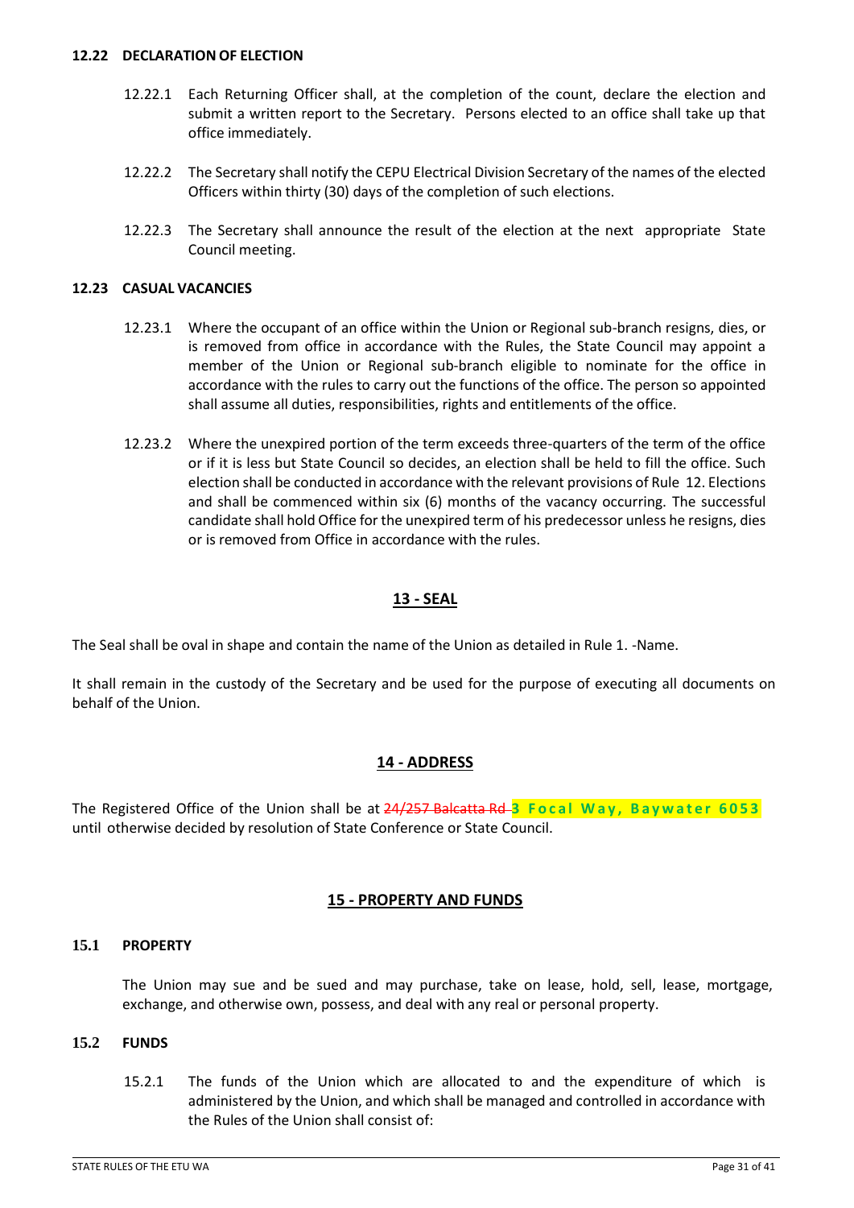**12.22 DECLARATION OF ELECTION**

12.22.1 Each Returning Officer shall, at the completion of the count, declare the election and submit a written report to the Secretary. Persons elected to an office shall take up that office immediately.

12.22.2 The Secretary shall notify the CEPU Electrical Division Secretary of the names of the elected Officers within thirty (30) days of the completion of such elections.

12.22.3 The Secretary shall announce the result of the election at the next appropriate State Council meeting.

**12.23 CASUAL VACANCIES**

12.23.1 Where the occupant of an office within the Union or Regional sub-branch resigns, dies, or is removed from office in accordance with the Rules, the State Council may appoint a member of the Union or Regional sub-branch eligible to nominate for the office in accordance with the rules to carry out the functions of the office. The person so appointed shall assume all duties, responsibilities, rights and entitlements of the office.

12.23.2 Where the unexpired portion of the term exceeds three-quarters of the term of the office or if it is less but State Council so decides, an election shall be held to fill the office. Such election shall be conducted in accordance with the relevant provisions of Rule 12. Elections and shall be commenced within six (6) months of the vacancy occurring. The successful candidate shall hold Office for the unexpired term of his predecessor unless he resigns, dies or is removed from Office in accordance with the rules.

## 13 - SEAL

The Seal shall be oval in shape and contain the name of the Union as detailed in Rule 1. -Name.

It shall remain in the custody of the Secretary and be used for the purpose of executing all documents on behalf of the Union.

## 14 - ADDRESS

The Registered Office of the Union shall be at ~~24/257 Balcatta Rd~~ **3 Focal Way, Baywater 6053** until otherwise decided by resolution of State Conference or State Council.

## 15 - PROPERTY AND FUNDS

**15.1 PROPERTY**

The Union may sue and be sued and may purchase, take on lease, hold, sell, lease, mortgage, exchange, and otherwise own, possess, and deal with any real or personal property.

**15.2 FUNDS**

15.2.1 The funds of the Union which are allocated to and the expenditure of which is administered by the Union, and which shall be managed and controlled in accordance with the Rules of the Union shall consist of: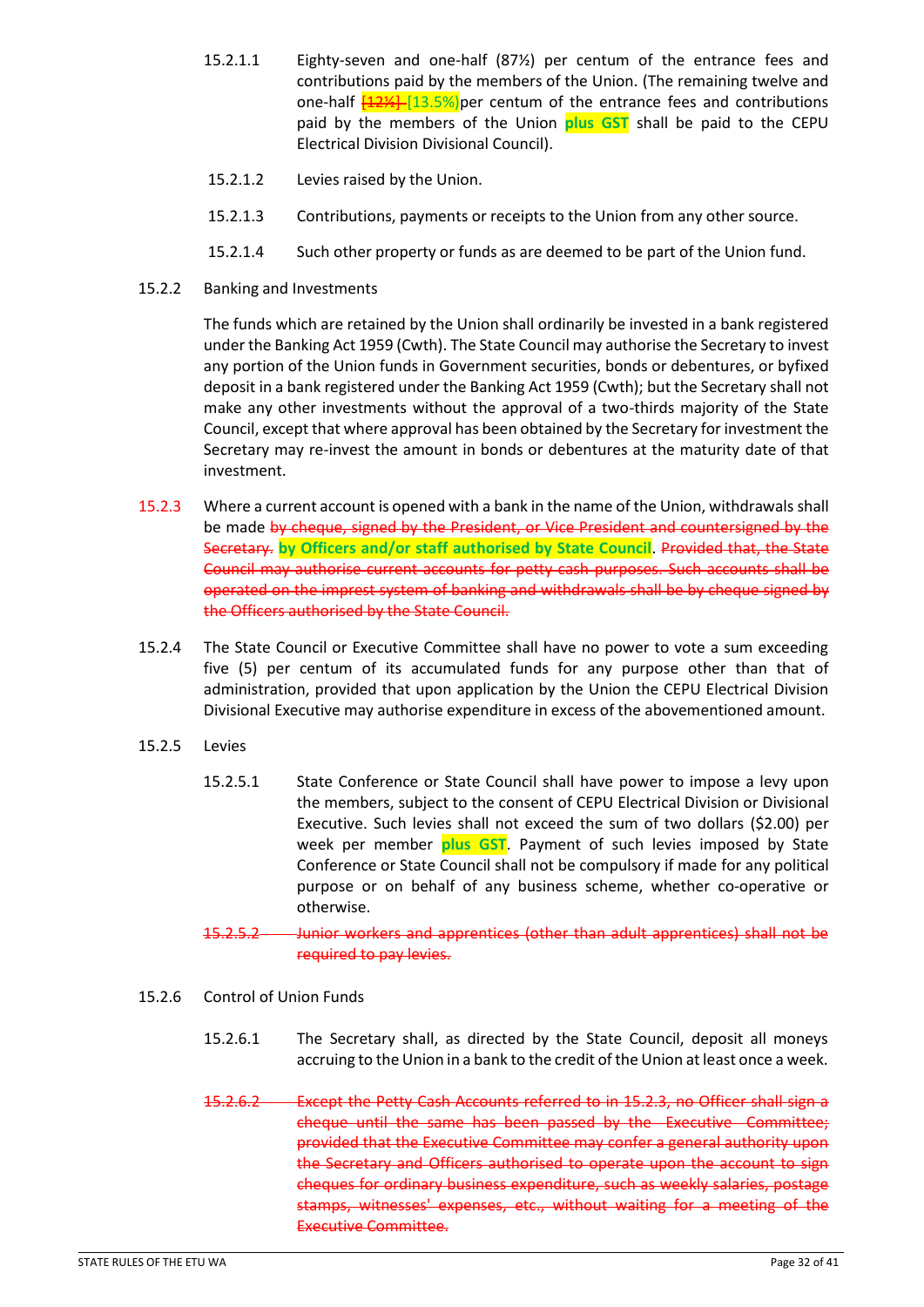15.2.1.1 Eighty-seven and one-half (87½) per centum of the entrance fees and contributions paid by the members of the Union. (The remaining twelve and one-half ~~[12½]~~ [13.5%]per centum of the entrance fees and contributions paid by the members of the Union **plus GST** shall be paid to the CEPU Electrical Division Divisional Council).

15.2.1.2 Levies raised by the Union.

15.2.1.3 Contributions, payments or receipts to the Union from any other source.

15.2.1.4 Such other property or funds as are deemed to be part of the Union fund.

15.2.2 Banking and Investments

The funds which are retained by the Union shall ordinarily be invested in a bank registered under the Banking Act 1959 (Cwth). The State Council may authorise the Secretary to invest any portion of the Union funds in Government securities, bonds or debentures, or byfixed deposit in a bank registered under the Banking Act 1959 (Cwth); but the Secretary shall not make any other investments without the approval of a two-thirds majority of the State Council, except that where approval has been obtained by the Secretary for investment the Secretary may re-invest the amount in bonds or debentures at the maturity date of that investment.

15.2.3 Where a current account is opened with a bank in the name of the Union, withdrawals shall be made ~~by cheque, signed by the President, or Vice President and countersigned by the Secretary.~~ **by Officers and/or staff authorised by State Council**. ~~Provided that, the State Council may authorise current accounts for petty cash purposes. Such accounts shall be operated on the imprest system of banking and withdrawals shall be by cheque signed by the Officers authorised by the State Council.~~

15.2.4 The State Council or Executive Committee shall have no power to vote a sum exceeding five (5) per centum of its accumulated funds for any purpose other than that of administration, provided that upon application by the Union the CEPU Electrical Division Divisional Executive may authorise expenditure in excess of the abovementioned amount.

15.2.5 Levies

15.2.5.1 State Conference or State Council shall have power to impose a levy upon the members, subject to the consent of CEPU Electrical Division or Divisional Executive. Such levies shall not exceed the sum of two dollars ($2.00) per week per member **plus GST**. Payment of such levies imposed by State Conference or State Council shall not be compulsory if made for any political purpose or on behalf of any business scheme, whether co-operative or otherwise.

~~15.2.5.2 Junior workers and apprentices (other than adult apprentices) shall not be required to pay levies.~~

15.2.6 Control of Union Funds

15.2.6.1 The Secretary shall, as directed by the State Council, deposit all moneys accruing to the Union in a bank to the credit of the Union at least once a week.

~~15.2.6.2 Except the Petty Cash Accounts referred to in 15.2.3, no Officer shall sign a cheque until the same has been passed by the Executive Committee; provided that the Executive Committee may confer a general authority upon the Secretary and Officers authorised to operate upon the account to sign cheques for ordinary business expenditure, such as weekly salaries, postage stamps, witnesses' expenses, etc., without waiting for a meeting of the Executive Committee.~~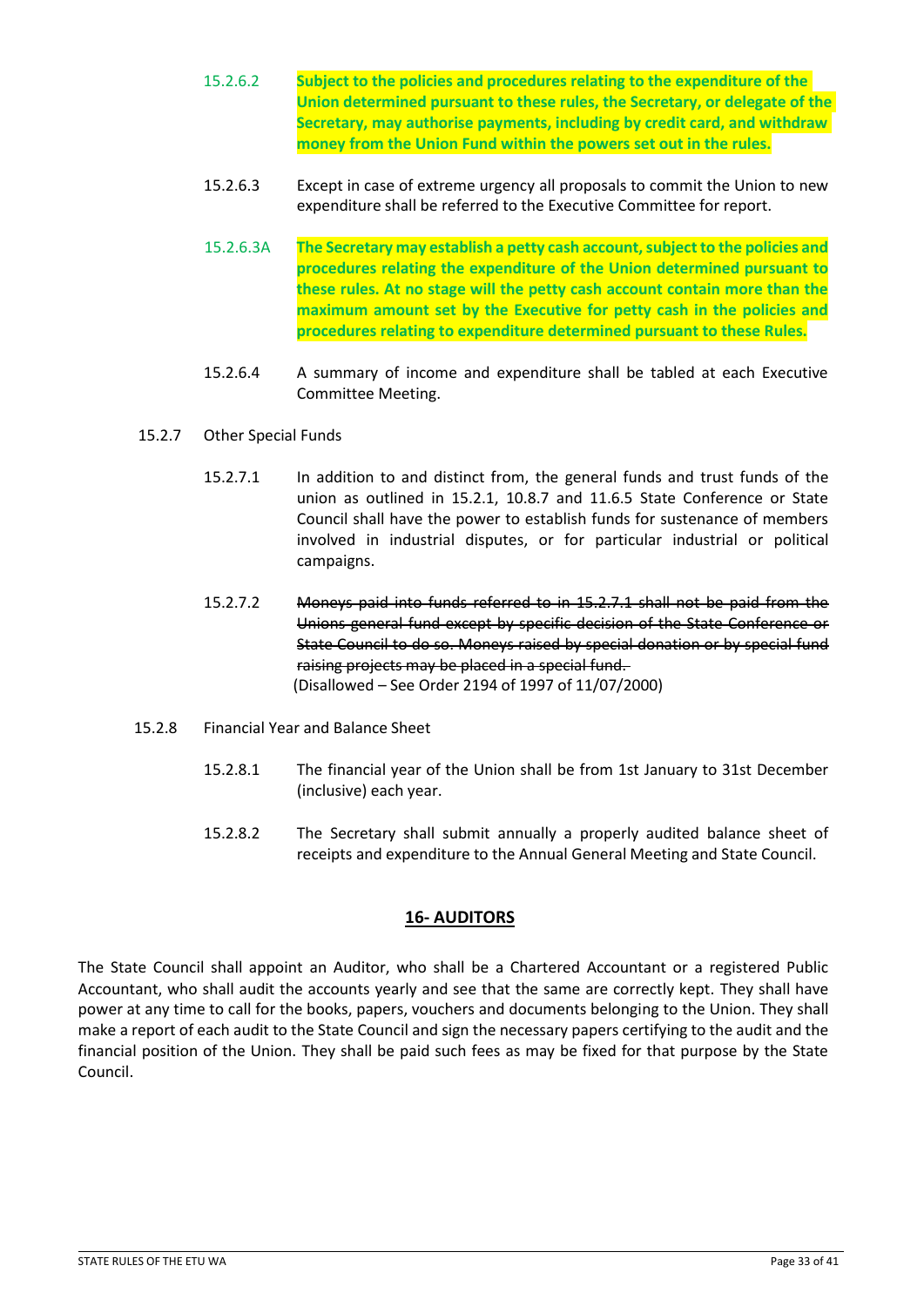15.2.6.2 **Subject to the policies and procedures relating to the expenditure of the Union determined pursuant to these rules, the Secretary, or delegate of the Secretary, may authorise payments, including by credit card, and withdraw money from the Union Fund within the powers set out in the rules.**

15.2.6.3 Except in case of extreme urgency all proposals to commit the Union to new expenditure shall be referred to the Executive Committee for report.

15.2.6.3A **The Secretary may establish a petty cash account, subject to the policies and procedures relating the expenditure of the Union determined pursuant to these rules. At no stage will the petty cash account contain more than the maximum amount set by the Executive for petty cash in the policies and procedures relating to expenditure determined pursuant to these Rules.**

15.2.6.4 A summary of income and expenditure shall be tabled at each Executive Committee Meeting.

15.2.7 Other Special Funds

15.2.7.1 In addition to and distinct from, the general funds and trust funds of the union as outlined in 15.2.1, 10.8.7 and 11.6.5 State Conference or State Council shall have the power to establish funds for sustenance of members involved in industrial disputes, or for particular industrial or political campaigns.

15.2.7.2 ~~Moneys paid into funds referred to in 15.2.7.1 shall not be paid from the Unions general fund except by specific decision of the State Conference or State Council to do so. Moneys raised by special donation or by special fund raising projects may be placed in a special fund.~~
(Disallowed – See Order 2194 of 1997 of 11/07/2000)

15.2.8 Financial Year and Balance Sheet

15.2.8.1 The financial year of the Union shall be from 1st January to 31st December (inclusive) each year.

15.2.8.2 The Secretary shall submit annually a properly audited balance sheet of receipts and expenditure to the Annual General Meeting and State Council.

## 16- AUDITORS

The State Council shall appoint an Auditor, who shall be a Chartered Accountant or a registered Public Accountant, who shall audit the accounts yearly and see that the same are correctly kept. They shall have power at any time to call for the books, papers, vouchers and documents belonging to the Union. They shall make a report of each audit to the State Council and sign the necessary papers certifying to the audit and the financial position of the Union. They shall be paid such fees as may be fixed for that purpose by the State Council.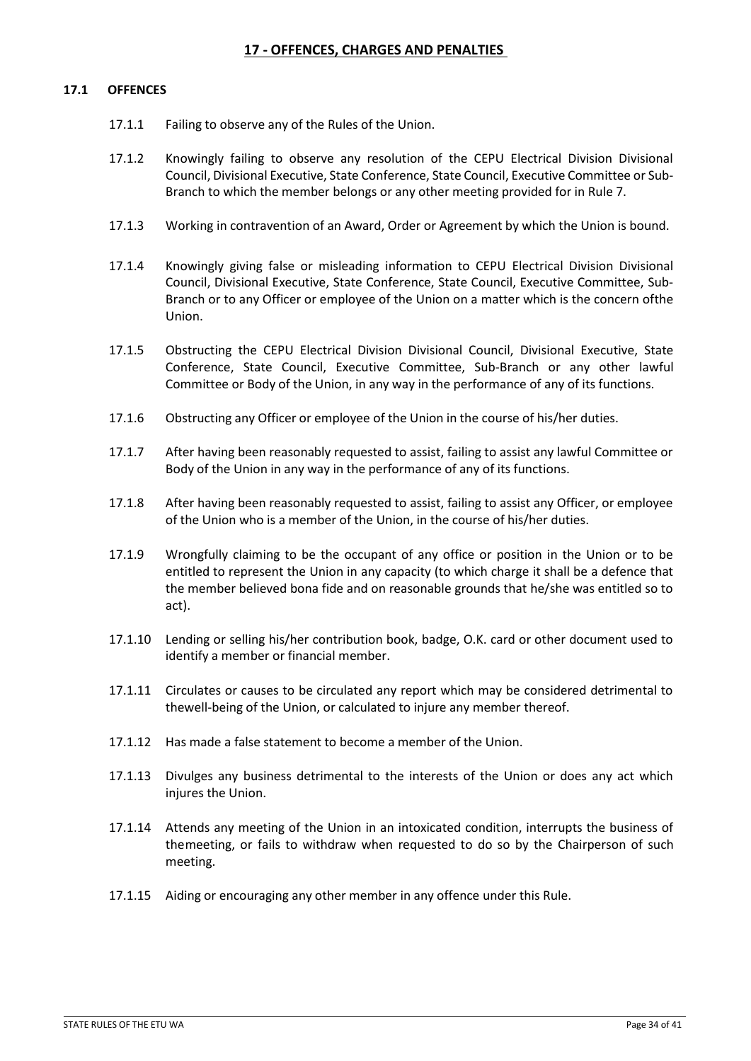## 17 - OFFENCES, CHARGES AND PENALTIES

### 17.1 OFFENCES

17.1.1 Failing to observe any of the Rules of the Union.

17.1.2 Knowingly failing to observe any resolution of the CEPU Electrical Division Divisional Council, Divisional Executive, State Conference, State Council, Executive Committee or Sub-Branch to which the member belongs or any other meeting provided for in Rule 7.

17.1.3 Working in contravention of an Award, Order or Agreement by which the Union is bound.

17.1.4 Knowingly giving false or misleading information to CEPU Electrical Division Divisional Council, Divisional Executive, State Conference, State Council, Executive Committee, Sub-Branch or to any Officer or employee of the Union on a matter which is the concern ofthe Union.

17.1.5 Obstructing the CEPU Electrical Division Divisional Council, Divisional Executive, State Conference, State Council, Executive Committee, Sub-Branch or any other lawful Committee or Body of the Union, in any way in the performance of any of its functions.

17.1.6 Obstructing any Officer or employee of the Union in the course of his/her duties.

17.1.7 After having been reasonably requested to assist, failing to assist any lawful Committee or Body of the Union in any way in the performance of any of its functions.

17.1.8 After having been reasonably requested to assist, failing to assist any Officer, or employee of the Union who is a member of the Union, in the course of his/her duties.

17.1.9 Wrongfully claiming to be the occupant of any office or position in the Union or to be entitled to represent the Union in any capacity (to which charge it shall be a defence that the member believed bona fide and on reasonable grounds that he/she was entitled so to act).

17.1.10 Lending or selling his/her contribution book, badge, O.K. card or other document used to identify a member or financial member.

17.1.11 Circulates or causes to be circulated any report which may be considered detrimental to thewell-being of the Union, or calculated to injure any member thereof.

17.1.12 Has made a false statement to become a member of the Union.

17.1.13 Divulges any business detrimental to the interests of the Union or does any act which injures the Union.

17.1.14 Attends any meeting of the Union in an intoxicated condition, interrupts the business of themeeting, or fails to withdraw when requested to do so by the Chairperson of such meeting.

17.1.15 Aiding or encouraging any other member in any offence under this Rule.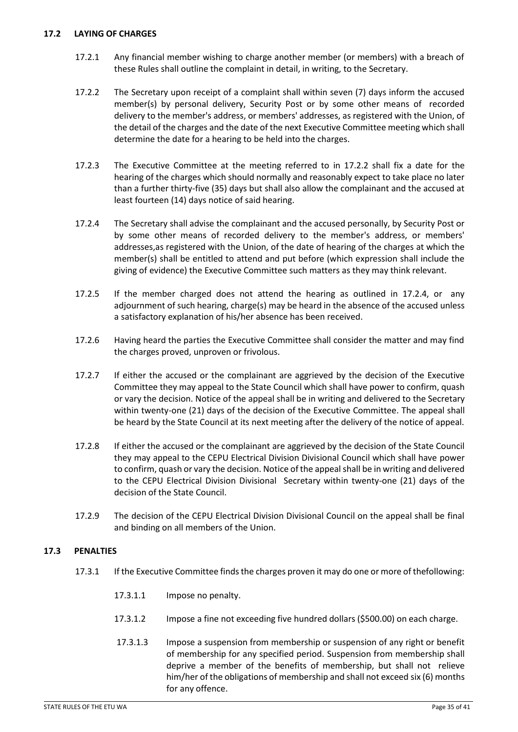### 17.2 LAYING OF CHARGES

17.2.1 Any financial member wishing to charge another member (or members) with a breach of these Rules shall outline the complaint in detail, in writing, to the Secretary.

17.2.2 The Secretary upon receipt of a complaint shall within seven (7) days inform the accused member(s) by personal delivery, Security Post or by some other means of recorded delivery to the member's address, or members' addresses, as registered with the Union, of the detail of the charges and the date of the next Executive Committee meeting which shall determine the date for a hearing to be held into the charges.

17.2.3 The Executive Committee at the meeting referred to in 17.2.2 shall fix a date for the hearing of the charges which should normally and reasonably expect to take place no later than a further thirty-five (35) days but shall also allow the complainant and the accused at least fourteen (14) days notice of said hearing.

17.2.4 The Secretary shall advise the complainant and the accused personally, by Security Post or by some other means of recorded delivery to the member's address, or members' addresses,as registered with the Union, of the date of hearing of the charges at which the member(s) shall be entitled to attend and put before (which expression shall include the giving of evidence) the Executive Committee such matters as they may think relevant.

17.2.5 If the member charged does not attend the hearing as outlined in 17.2.4, or any adjournment of such hearing, charge(s) may be heard in the absence of the accused unless a satisfactory explanation of his/her absence has been received.

17.2.6 Having heard the parties the Executive Committee shall consider the matter and may find the charges proved, unproven or frivolous.

17.2.7 If either the accused or the complainant are aggrieved by the decision of the Executive Committee they may appeal to the State Council which shall have power to confirm, quash or vary the decision. Notice of the appeal shall be in writing and delivered to the Secretary within twenty-one (21) days of the decision of the Executive Committee. The appeal shall be heard by the State Council at its next meeting after the delivery of the notice of appeal.

17.2.8 If either the accused or the complainant are aggrieved by the decision of the State Council they may appeal to the CEPU Electrical Division Divisional Council which shall have power to confirm, quash or vary the decision. Notice of the appeal shall be in writing and delivered to the CEPU Electrical Division Divisional Secretary within twenty-one (21) days of the decision of the State Council.

17.2.9 The decision of the CEPU Electrical Division Divisional Council on the appeal shall be final and binding on all members of the Union.

### 17.3 PENALTIES

17.3.1 If the Executive Committee finds the charges proven it may do one or more of thefollowing:

17.3.1.1 Impose no penalty.

17.3.1.2 Impose a fine not exceeding five hundred dollars ($500.00) on each charge.

17.3.1.3 Impose a suspension from membership or suspension of any right or benefit of membership for any specified period. Suspension from membership shall deprive a member of the benefits of membership, but shall not relieve him/her of the obligations of membership and shall not exceed six (6) months for any offence.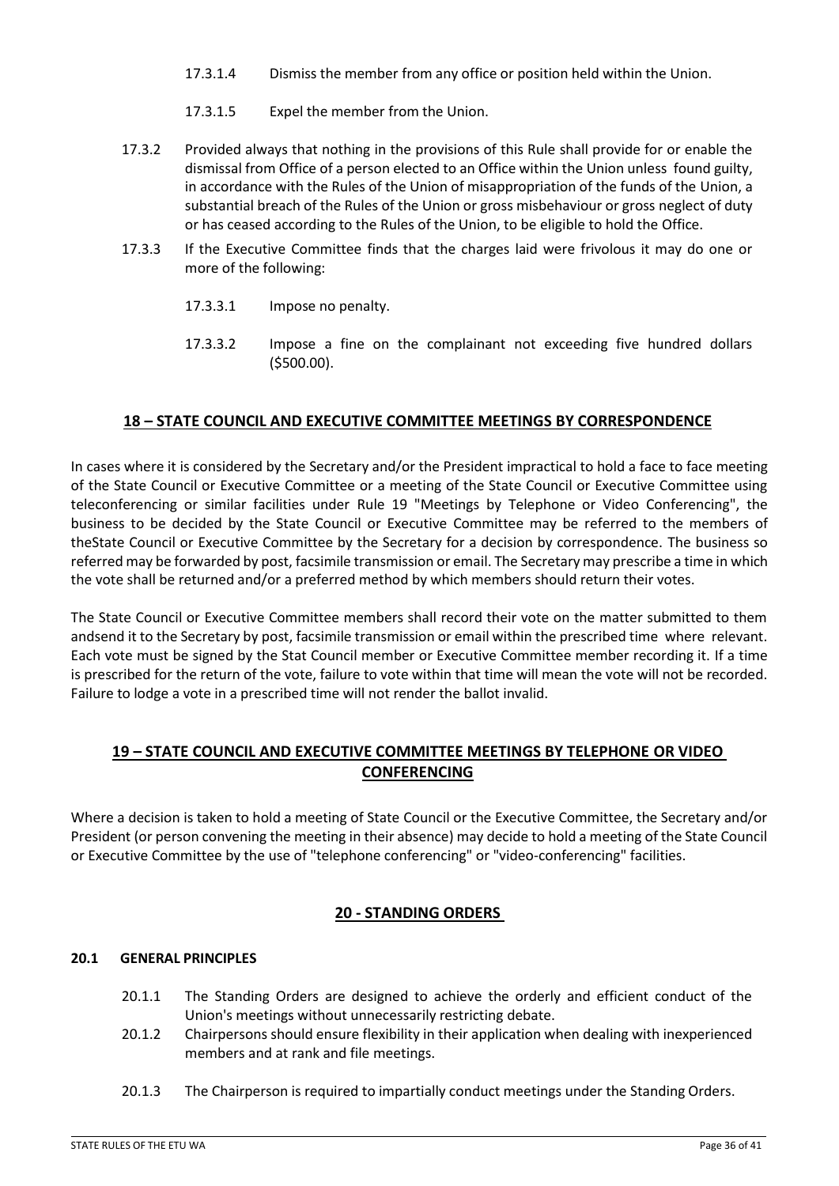17.3.1.4 Dismiss the member from any office or position held within the Union.

17.3.1.5 Expel the member from the Union.

17.3.2 Provided always that nothing in the provisions of this Rule shall provide for or enable the dismissal from Office of a person elected to an Office within the Union unless found guilty, in accordance with the Rules of the Union of misappropriation of the funds of the Union, a substantial breach of the Rules of the Union or gross misbehaviour or gross neglect of duty or has ceased according to the Rules of the Union, to be eligible to hold the Office.

17.3.3 If the Executive Committee finds that the charges laid were frivolous it may do one or more of the following:

17.3.3.1 Impose no penalty.

17.3.3.2 Impose a fine on the complainant not exceeding five hundred dollars ($500.00).

## 18 – STATE COUNCIL AND EXECUTIVE COMMITTEE MEETINGS BY CORRESPONDENCE

In cases where it is considered by the Secretary and/or the President impractical to hold a face to face meeting of the State Council or Executive Committee or a meeting of the State Council or Executive Committee using teleconferencing or similar facilities under Rule 19 "Meetings by Telephone or Video Conferencing", the business to be decided by the State Council or Executive Committee may be referred to the members of theState Council or Executive Committee by the Secretary for a decision by correspondence. The business so referred may be forwarded by post, facsimile transmission or email. The Secretary may prescribe a time in which the vote shall be returned and/or a preferred method by which members should return their votes.

The State Council or Executive Committee members shall record their vote on the matter submitted to them andsend it to the Secretary by post, facsimile transmission or email within the prescribed time where relevant. Each vote must be signed by the Stat Council member or Executive Committee member recording it. If a time is prescribed for the return of the vote, failure to vote within that time will mean the vote will not be recorded. Failure to lodge a vote in a prescribed time will not render the ballot invalid.

## 19 – STATE COUNCIL AND EXECUTIVE COMMITTEE MEETINGS BY TELEPHONE OR VIDEO CONFERENCING

Where a decision is taken to hold a meeting of State Council or the Executive Committee, the Secretary and/or President (or person convening the meeting in their absence) may decide to hold a meeting of the State Council or Executive Committee by the use of "telephone conferencing" or "video-conferencing" facilities.

## 20 - STANDING ORDERS

### 20.1 GENERAL PRINCIPLES

20.1.1 The Standing Orders are designed to achieve the orderly and efficient conduct of the Union's meetings without unnecessarily restricting debate.

20.1.2 Chairpersons should ensure flexibility in their application when dealing with inexperienced members and at rank and file meetings.

20.1.3 The Chairperson is required to impartially conduct meetings under the Standing Orders.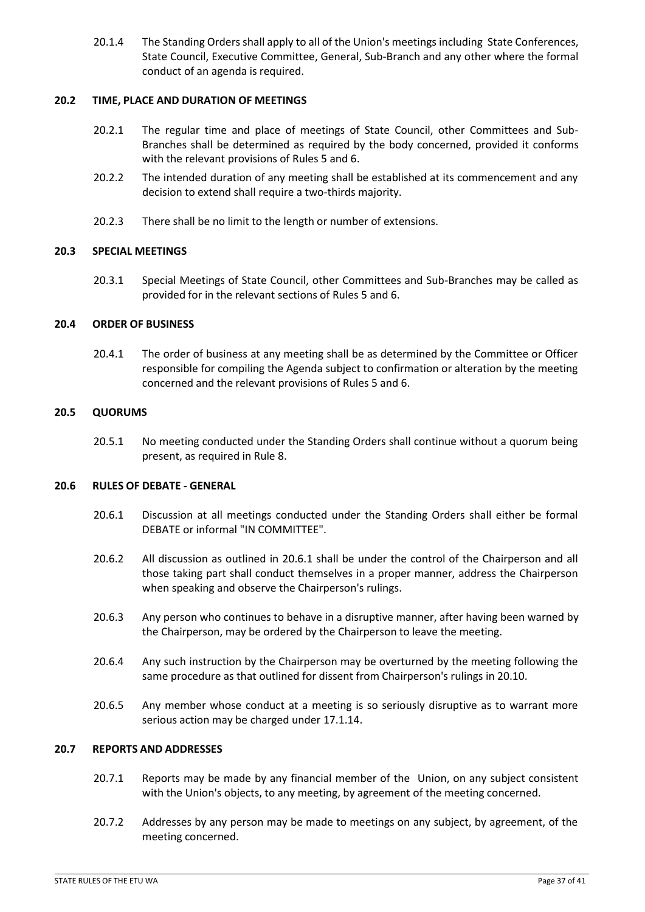20.1.4 The Standing Orders shall apply to all of the Union's meetings including State Conferences, State Council, Executive Committee, General, Sub-Branch and any other where the formal conduct of an agenda is required.

### 20.2 TIME, PLACE AND DURATION OF MEETINGS

20.2.1 The regular time and place of meetings of State Council, other Committees and Sub-Branches shall be determined as required by the body concerned, provided it conforms with the relevant provisions of Rules 5 and 6.

20.2.2 The intended duration of any meeting shall be established at its commencement and any decision to extend shall require a two-thirds majority.

20.2.3 There shall be no limit to the length or number of extensions.

### 20.3 SPECIAL MEETINGS

20.3.1 Special Meetings of State Council, other Committees and Sub-Branches may be called as provided for in the relevant sections of Rules 5 and 6.

### 20.4 ORDER OF BUSINESS

20.4.1 The order of business at any meeting shall be as determined by the Committee or Officer responsible for compiling the Agenda subject to confirmation or alteration by the meeting concerned and the relevant provisions of Rules 5 and 6.

### 20.5 QUORUMS

20.5.1 No meeting conducted under the Standing Orders shall continue without a quorum being present, as required in Rule 8.

### 20.6 RULES OF DEBATE - GENERAL

20.6.1 Discussion at all meetings conducted under the Standing Orders shall either be formal DEBATE or informal "IN COMMITTEE".

20.6.2 All discussion as outlined in 20.6.1 shall be under the control of the Chairperson and all those taking part shall conduct themselves in a proper manner, address the Chairperson when speaking and observe the Chairperson's rulings.

20.6.3 Any person who continues to behave in a disruptive manner, after having been warned by the Chairperson, may be ordered by the Chairperson to leave the meeting.

20.6.4 Any such instruction by the Chairperson may be overturned by the meeting following the same procedure as that outlined for dissent from Chairperson's rulings in 20.10.

20.6.5 Any member whose conduct at a meeting is so seriously disruptive as to warrant more serious action may be charged under 17.1.14.

### 20.7 REPORTS AND ADDRESSES

20.7.1 Reports may be made by any financial member of the Union, on any subject consistent with the Union's objects, to any meeting, by agreement of the meeting concerned.

20.7.2 Addresses by any person may be made to meetings on any subject, by agreement, of the meeting concerned.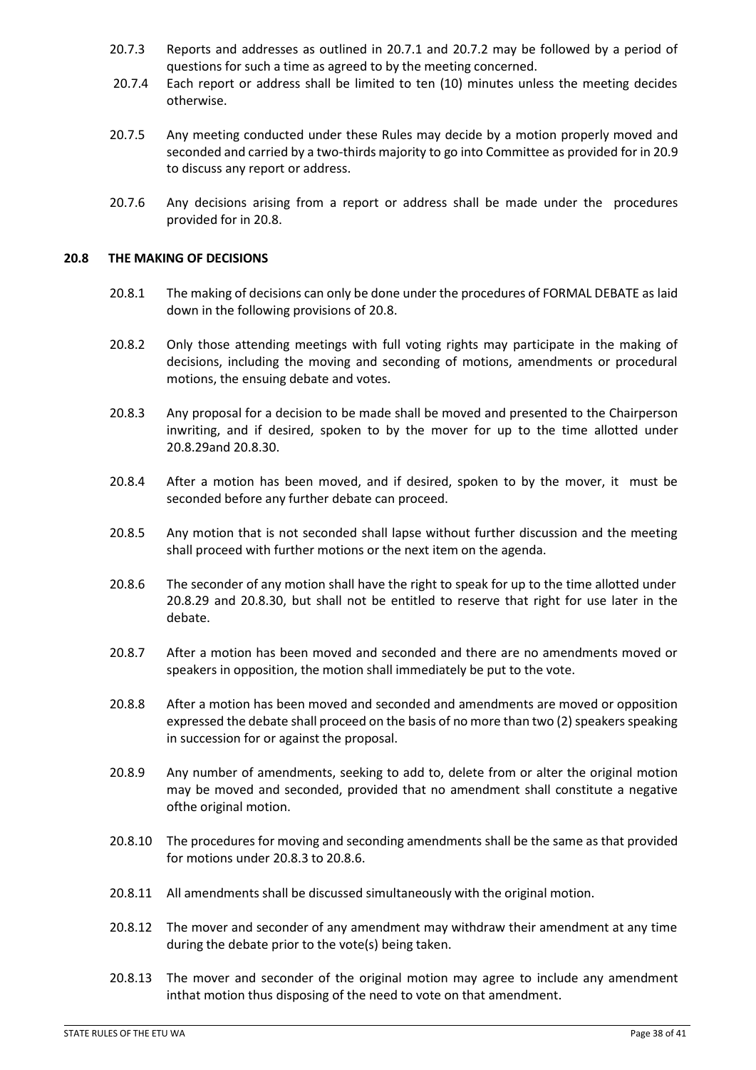20.7.3 Reports and addresses as outlined in 20.7.1 and 20.7.2 may be followed by a period of questions for such a time as agreed to by the meeting concerned.

20.7.4 Each report or address shall be limited to ten (10) minutes unless the meeting decides otherwise.

20.7.5 Any meeting conducted under these Rules may decide by a motion properly moved and seconded and carried by a two-thirds majority to go into Committee as provided for in 20.9 to discuss any report or address.

20.7.6 Any decisions arising from a report or address shall be made under the procedures provided for in 20.8.

## 20.8 THE MAKING OF DECISIONS

20.8.1 The making of decisions can only be done under the procedures of FORMAL DEBATE as laid down in the following provisions of 20.8.

20.8.2 Only those attending meetings with full voting rights may participate in the making of decisions, including the moving and seconding of motions, amendments or procedural motions, the ensuing debate and votes.

20.8.3 Any proposal for a decision to be made shall be moved and presented to the Chairperson inwriting, and if desired, spoken to by the mover for up to the time allotted under 20.8.29and 20.8.30.

20.8.4 After a motion has been moved, and if desired, spoken to by the mover, it must be seconded before any further debate can proceed.

20.8.5 Any motion that is not seconded shall lapse without further discussion and the meeting shall proceed with further motions or the next item on the agenda.

20.8.6 The seconder of any motion shall have the right to speak for up to the time allotted under 20.8.29 and 20.8.30, but shall not be entitled to reserve that right for use later in the debate.

20.8.7 After a motion has been moved and seconded and there are no amendments moved or speakers in opposition, the motion shall immediately be put to the vote.

20.8.8 After a motion has been moved and seconded and amendments are moved or opposition expressed the debate shall proceed on the basis of no more than two (2) speakers speaking in succession for or against the proposal.

20.8.9 Any number of amendments, seeking to add to, delete from or alter the original motion may be moved and seconded, provided that no amendment shall constitute a negative ofthe original motion.

20.8.10 The procedures for moving and seconding amendments shall be the same as that provided for motions under 20.8.3 to 20.8.6.

20.8.11 All amendments shall be discussed simultaneously with the original motion.

20.8.12 The mover and seconder of any amendment may withdraw their amendment at any time during the debate prior to the vote(s) being taken.

20.8.13 The mover and seconder of the original motion may agree to include any amendment inthat motion thus disposing of the need to vote on that amendment.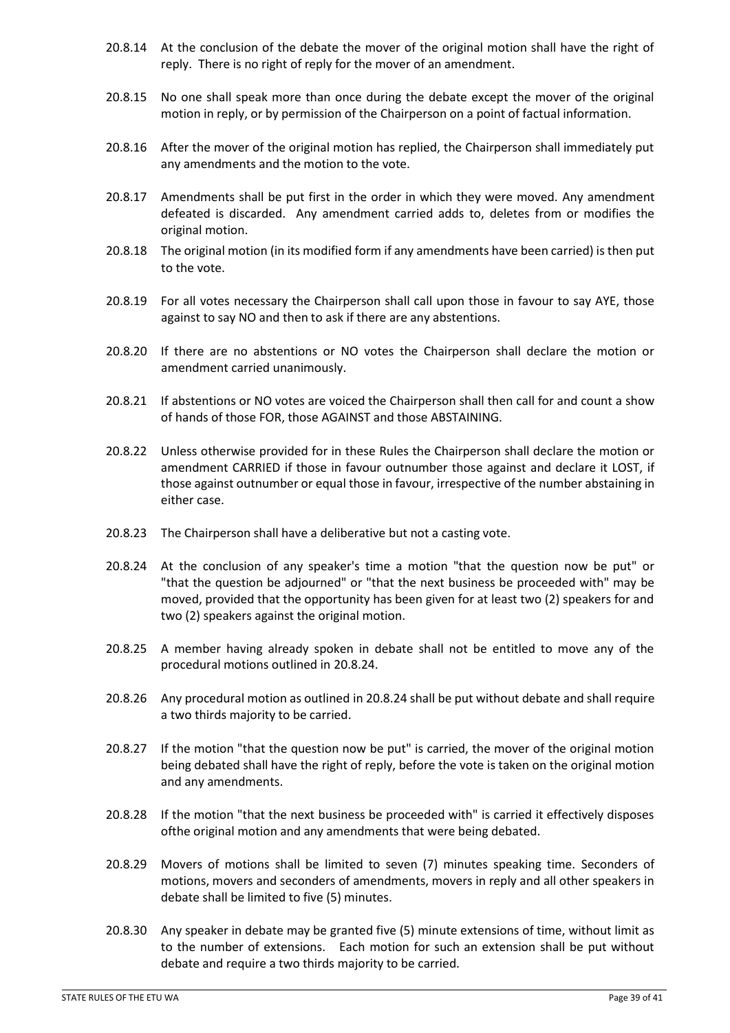20.8.14 At the conclusion of the debate the mover of the original motion shall have the right of reply. There is no right of reply for the mover of an amendment.

20.8.15 No one shall speak more than once during the debate except the mover of the original motion in reply, or by permission of the Chairperson on a point of factual information.

20.8.16 After the mover of the original motion has replied, the Chairperson shall immediately put any amendments and the motion to the vote.

20.8.17 Amendments shall be put first in the order in which they were moved. Any amendment defeated is discarded. Any amendment carried adds to, deletes from or modifies the original motion.

20.8.18 The original motion (in its modified form if any amendments have been carried) is then put to the vote.

20.8.19 For all votes necessary the Chairperson shall call upon those in favour to say AYE, those against to say NO and then to ask if there are any abstentions.

20.8.20 If there are no abstentions or NO votes the Chairperson shall declare the motion or amendment carried unanimously.

20.8.21 If abstentions or NO votes are voiced the Chairperson shall then call for and count a show of hands of those FOR, those AGAINST and those ABSTAINING.

20.8.22 Unless otherwise provided for in these Rules the Chairperson shall declare the motion or amendment CARRIED if those in favour outnumber those against and declare it LOST, if those against outnumber or equal those in favour, irrespective of the number abstaining in either case.

20.8.23 The Chairperson shall have a deliberative but not a casting vote.

20.8.24 At the conclusion of any speaker's time a motion "that the question now be put" or "that the question be adjourned" or "that the next business be proceeded with" may be moved, provided that the opportunity has been given for at least two (2) speakers for and two (2) speakers against the original motion.

20.8.25 A member having already spoken in debate shall not be entitled to move any of the procedural motions outlined in 20.8.24.

20.8.26 Any procedural motion as outlined in 20.8.24 shall be put without debate and shall require a two thirds majority to be carried.

20.8.27 If the motion "that the question now be put" is carried, the mover of the original motion being debated shall have the right of reply, before the vote is taken on the original motion and any amendments.

20.8.28 If the motion "that the next business be proceeded with" is carried it effectively disposes ofthe original motion and any amendments that were being debated.

20.8.29 Movers of motions shall be limited to seven (7) minutes speaking time. Seconders of motions, movers and seconders of amendments, movers in reply and all other speakers in debate shall be limited to five (5) minutes.

20.8.30 Any speaker in debate may be granted five (5) minute extensions of time, without limit as to the number of extensions. Each motion for such an extension shall be put without debate and require a two thirds majority to be carried.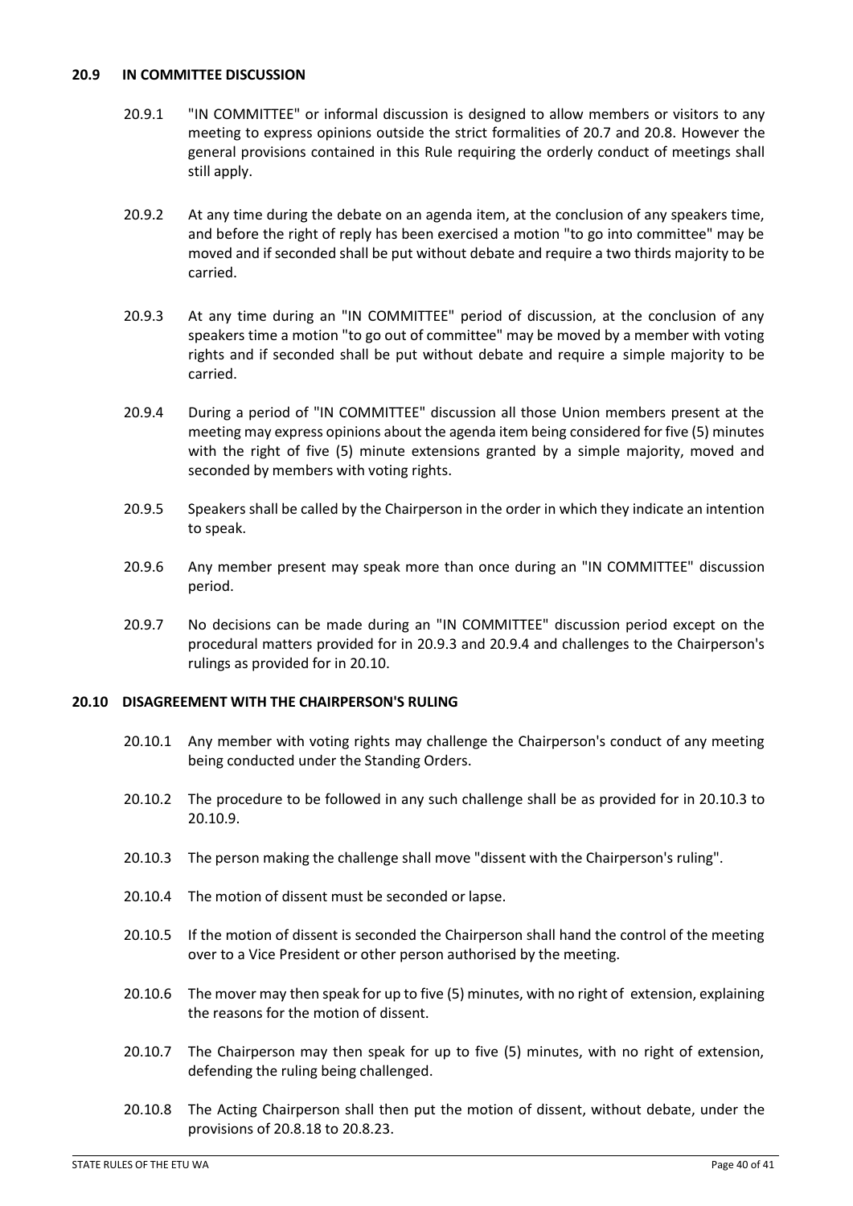### 20.9 IN COMMITTEE DISCUSSION

20.9.1 "IN COMMITTEE" or informal discussion is designed to allow members or visitors to any meeting to express opinions outside the strict formalities of 20.7 and 20.8. However the general provisions contained in this Rule requiring the orderly conduct of meetings shall still apply.

20.9.2 At any time during the debate on an agenda item, at the conclusion of any speakers time, and before the right of reply has been exercised a motion "to go into committee" may be moved and if seconded shall be put without debate and require a two thirds majority to be carried.

20.9.3 At any time during an "IN COMMITTEE" period of discussion, at the conclusion of any speakers time a motion "to go out of committee" may be moved by a member with voting rights and if seconded shall be put without debate and require a simple majority to be carried.

20.9.4 During a period of "IN COMMITTEE" discussion all those Union members present at the meeting may express opinions about the agenda item being considered for five (5) minutes with the right of five (5) minute extensions granted by a simple majority, moved and seconded by members with voting rights.

20.9.5 Speakers shall be called by the Chairperson in the order in which they indicate an intention to speak.

20.9.6 Any member present may speak more than once during an "IN COMMITTEE" discussion period.

20.9.7 No decisions can be made during an "IN COMMITTEE" discussion period except on the procedural matters provided for in 20.9.3 and 20.9.4 and challenges to the Chairperson's rulings as provided for in 20.10.

### 20.10 DISAGREEMENT WITH THE CHAIRPERSON'S RULING

20.10.1 Any member with voting rights may challenge the Chairperson's conduct of any meeting being conducted under the Standing Orders.

20.10.2 The procedure to be followed in any such challenge shall be as provided for in 20.10.3 to 20.10.9.

20.10.3 The person making the challenge shall move "dissent with the Chairperson's ruling".

20.10.4 The motion of dissent must be seconded or lapse.

20.10.5 If the motion of dissent is seconded the Chairperson shall hand the control of the meeting over to a Vice President or other person authorised by the meeting.

20.10.6 The mover may then speak for up to five (5) minutes, with no right of extension, explaining the reasons for the motion of dissent.

20.10.7 The Chairperson may then speak for up to five (5) minutes, with no right of extension, defending the ruling being challenged.

20.10.8 The Acting Chairperson shall then put the motion of dissent, without debate, under the provisions of 20.8.18 to 20.8.23.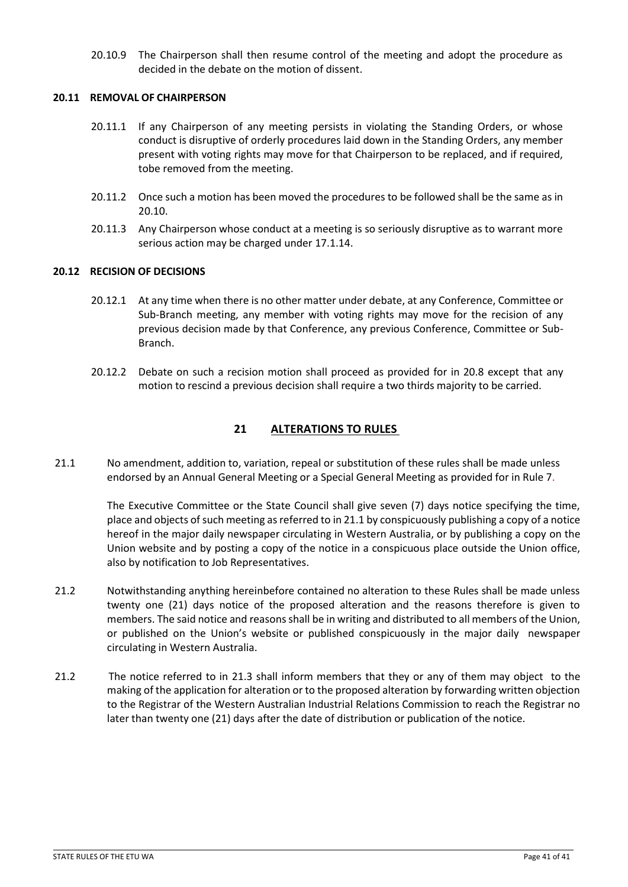20.10.9 The Chairperson shall then resume control of the meeting and adopt the procedure as decided in the debate on the motion of dissent.

### 20.11 REMOVAL OF CHAIRPERSON

20.11.1 If any Chairperson of any meeting persists in violating the Standing Orders, or whose conduct is disruptive of orderly procedures laid down in the Standing Orders, any member present with voting rights may move for that Chairperson to be replaced, and if required, tobe removed from the meeting.

20.11.2 Once such a motion has been moved the procedures to be followed shall be the same as in 20.10.

20.11.3 Any Chairperson whose conduct at a meeting is so seriously disruptive as to warrant more serious action may be charged under 17.1.14.

### 20.12 RECISION OF DECISIONS

20.12.1 At any time when there is no other matter under debate, at any Conference, Committee or Sub-Branch meeting, any member with voting rights may move for the recision of any previous decision made by that Conference, any previous Conference, Committee or Sub-Branch.

20.12.2 Debate on such a recision motion shall proceed as provided for in 20.8 except that any motion to rescind a previous decision shall require a two thirds majority to be carried.

## 21 ALTERATIONS TO RULES

21.1 No amendment, addition to, variation, repeal or substitution of these rules shall be made unless endorsed by an Annual General Meeting or a Special General Meeting as provided for in Rule 7.

The Executive Committee or the State Council shall give seven (7) days notice specifying the time, place and objects of such meeting as referred to in 21.1 by conspicuously publishing a copy of a notice hereof in the major daily newspaper circulating in Western Australia, or by publishing a copy on the Union website and by posting a copy of the notice in a conspicuous place outside the Union office, also by notification to Job Representatives.

21.2 Notwithstanding anything hereinbefore contained no alteration to these Rules shall be made unless twenty one (21) days notice of the proposed alteration and the reasons therefore is given to members. The said notice and reasons shall be in writing and distributed to all members of the Union, or published on the Union's website or published conspicuously in the major daily newspaper circulating in Western Australia.

21.2 The notice referred to in 21.3 shall inform members that they or any of them may object to the making of the application for alteration or to the proposed alteration by forwarding written objection to the Registrar of the Western Australian Industrial Relations Commission to reach the Registrar no later than twenty one (21) days after the date of distribution or publication of the notice.